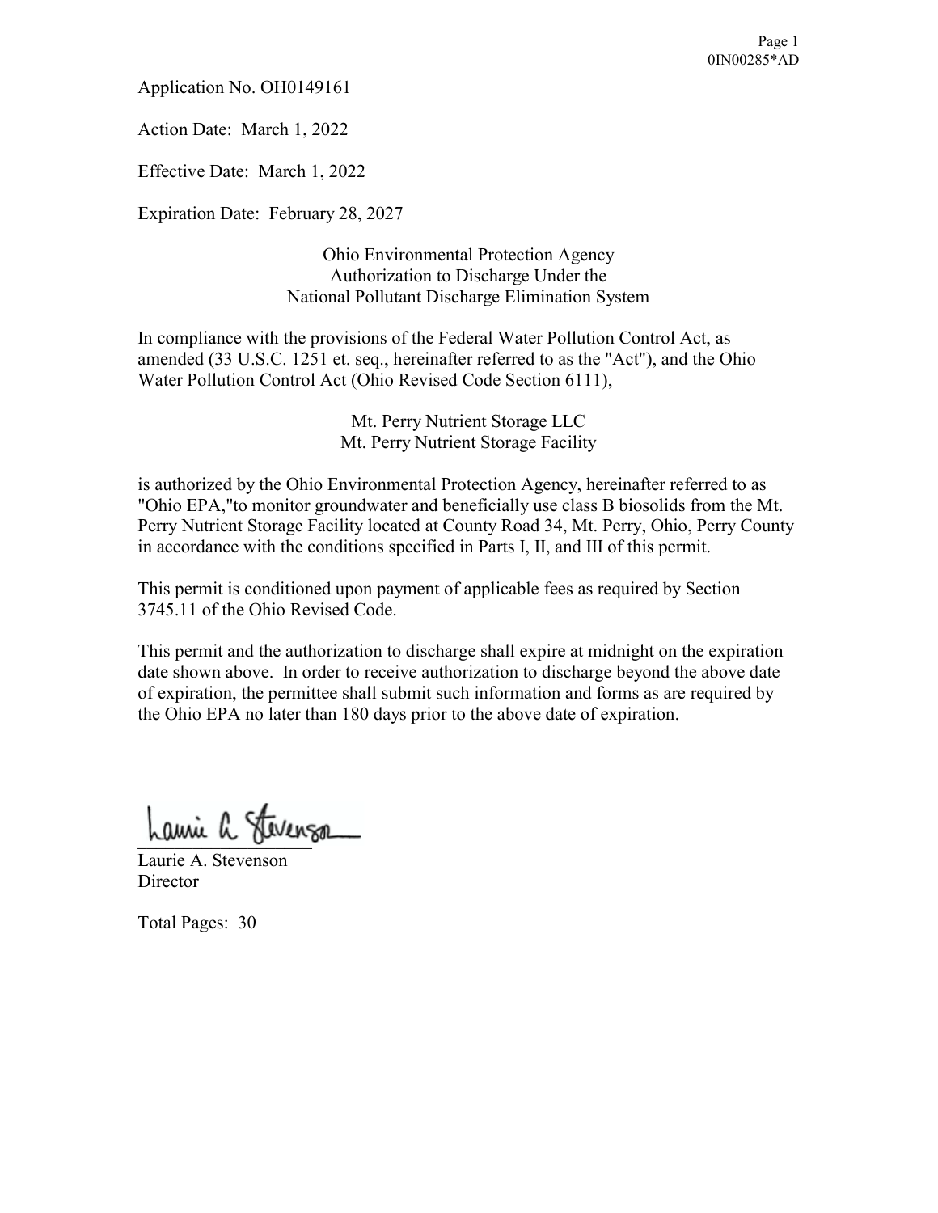0IN00285*AD

Application No. OH0149161

Action Date: March 1, 2022

Effective Date: March 1, 2022

Expiration Date: February 28, 2027

Ohio Environmental Protection Agency
Authorization to Discharge Under the
National Pollutant Discharge Elimination System

In compliance with the provisions of the Federal Water Pollution Control Act, as amended (33 U.S.C. 1251 et. seq., hereinafter referred to as the "Act"), and the Ohio Water Pollution Control Act (Ohio Revised Code Section 6111),

Mt. Perry Nutrient Storage LLC
Mt. Perry Nutrient Storage Facility

is authorized by the Ohio Environmental Protection Agency, hereinafter referred to as "Ohio EPA,"to monitor groundwater and beneficially use class B biosolids from the Mt. Perry Nutrient Storage Facility located at County Road 34, Mt. Perry, Ohio, Perry County in accordance with the conditions specified in Parts I, II, and III of this permit.

This permit is conditioned upon payment of applicable fees as required by Section 3745.11 of the Ohio Revised Code.

This permit and the authorization to discharge shall expire at midnight on the expiration date shown above. In order to receive authorization to discharge beyond the above date of expiration, the permittee shall submit such information and forms as are required by the Ohio EPA no later than 180 days prior to the above date of expiration.

Laurie A. Stevenson
Director

Total Pages: 30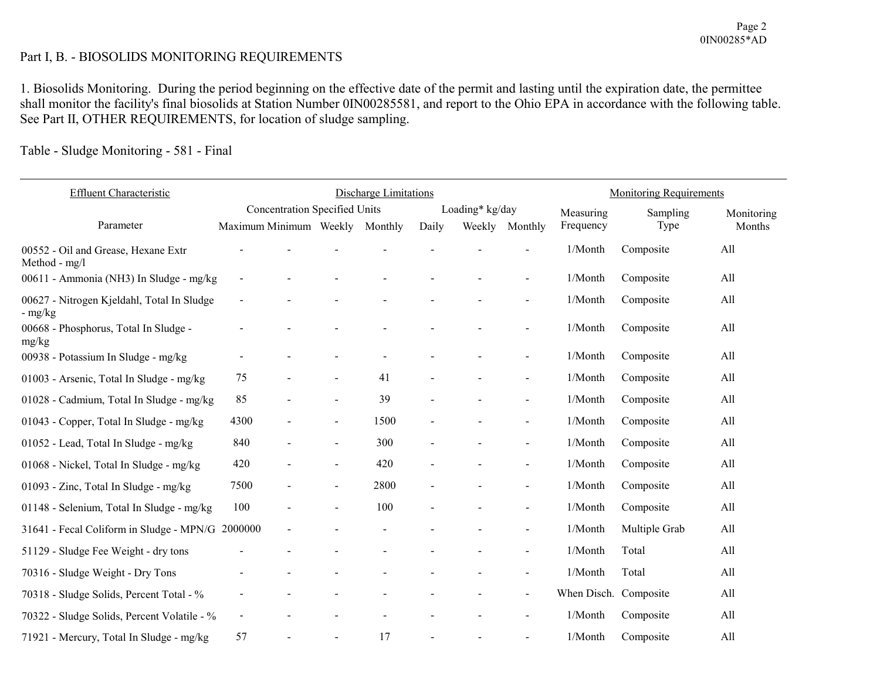Part I, B. - BIOSOLIDS MONITORING REQUIREMENTS

1. Biosolids Monitoring. During the period beginning on the effective date of the permit and lasting until the expiration date, the permittee shall monitor the facility's final biosolids at Station Number 0IN00285581, and report to the Ohio EPA in accordance with the following table. See Part II, OTHER REQUIREMENTS, for location of sludge sampling.

Table - Sludge Monitoring - 581 - Final

| Effluent Characteristic | Discharge Limitations | | | | | | | Monitoring Requirements | | |
|---|---|---|---|---|---|---|---|---|---|---|
| | Concentration Specified Units | | | | Loading* kg/day | | | | | |
| Parameter | Maximum | Minimum | Weekly | Monthly | Daily | Weekly | Monthly | Measuring Frequency | Sampling Type | Monitoring Months |
| 00552 - Oil and Grease, Hexane Extr Method - mg/l | - | - | - | - | - | - | - | 1/Month | Composite | All |
| 00611 - Ammonia (NH3) In Sludge - mg/kg | - | - | - | - | - | - | - | 1/Month | Composite | All |
| 00627 - Nitrogen Kjeldahl, Total In Sludge - mg/kg | - | - | - | - | - | - | - | 1/Month | Composite | All |
| 00668 - Phosphorus, Total In Sludge - mg/kg | - | - | - | - | - | - | - | 1/Month | Composite | All |
| 00938 - Potassium In Sludge - mg/kg | - | - | - | - | - | - | - | 1/Month | Composite | All |
| 01003 - Arsenic, Total In Sludge - mg/kg | 75 | - | - | 41 | - | - | - | 1/Month | Composite | All |
| 01028 - Cadmium, Total In Sludge - mg/kg | 85 | - | - | 39 | - | - | - | 1/Month | Composite | All |
| 01043 - Copper, Total In Sludge - mg/kg | 4300 | - | - | 1500 | - | - | - | 1/Month | Composite | All |
| 01052 - Lead, Total In Sludge - mg/kg | 840 | - | - | 300 | - | - | - | 1/Month | Composite | All |
| 01068 - Nickel, Total In Sludge - mg/kg | 420 | - | - | 420 | - | - | - | 1/Month | Composite | All |
| 01093 - Zinc, Total In Sludge - mg/kg | 7500 | - | - | 2800 | - | - | - | 1/Month | Composite | All |
| 01148 - Selenium, Total In Sludge - mg/kg | 100 | - | - | 100 | - | - | - | 1/Month | Composite | All |
| 31641 - Fecal Coliform in Sludge - MPN/G | 2000000 | - | - | - | - | - | - | 1/Month | Multiple Grab | All |
| 51129 - Sludge Fee Weight - dry tons | - | - | - | - | - | - | - | 1/Month | Total | All |
| 70316 - Sludge Weight - Dry Tons | - | - | - | - | - | - | - | 1/Month | Total | All |
| 70318 - Sludge Solids, Percent Total - % | - | - | - | - | - | - | - | When Disch. | Composite | All |
| 70322 - Sludge Solids, Percent Volatile - % | - | - | - | - | - | - | - | 1/Month | Composite | All |
| 71921 - Mercury, Total In Sludge - mg/kg | 57 | - | - | 17 | - | - | - | 1/Month | Composite | All |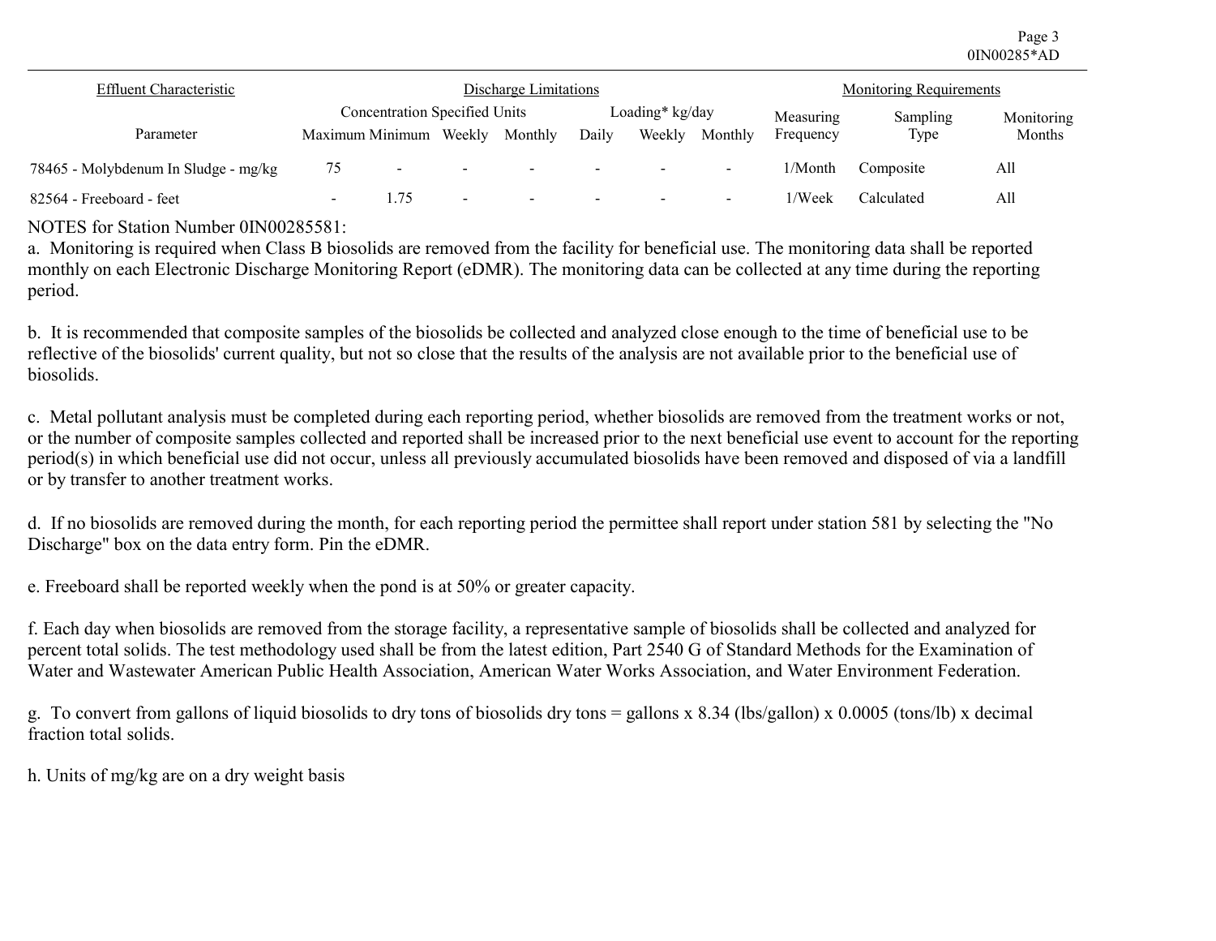| Effluent Characteristic | Discharge Limitations | | | | | | | Monitoring Requirements | | |
|---|---|---|---|---|---|---|---|---|---|---|
| | Concentration Specified Units | | | | Loading* kg/day | | | | | |
| Parameter | Maximum | Minimum | Weekly | Monthly | Daily | Weekly | Monthly | Measuring Frequency | Sampling Type | Monitoring Months |
| 78465 - Molybdenum In Sludge - mg/kg | 75 | - | - | - | - | - | - | 1/Month | Composite | All |
| 82564 - Freeboard - feet | - | 1.75 | - | - | - | - | - | 1/Week | Calculated | All |

NOTES for Station Number 0IN00285581:

a. Monitoring is required when Class B biosolids are removed from the facility for beneficial use. The monitoring data shall be reported monthly on each Electronic Discharge Monitoring Report (eDMR). The monitoring data can be collected at any time during the reporting period.

b. It is recommended that composite samples of the biosolids be collected and analyzed close enough to the time of beneficial use to be reflective of the biosolids' current quality, but not so close that the results of the analysis are not available prior to the beneficial use of biosolids.

c. Metal pollutant analysis must be completed during each reporting period, whether biosolids are removed from the treatment works or not, or the number of composite samples collected and reported shall be increased prior to the next beneficial use event to account for the reporting period(s) in which beneficial use did not occur, unless all previously accumulated biosolids have been removed and disposed of via a landfill or by transfer to another treatment works.

d. If no biosolids are removed during the month, for each reporting period the permittee shall report under station 581 by selecting the "No Discharge" box on the data entry form. Pin the eDMR.

e. Freeboard shall be reported weekly when the pond is at 50% or greater capacity.

f. Each day when biosolids are removed from the storage facility, a representative sample of biosolids shall be collected and analyzed for percent total solids. The test methodology used shall be from the latest edition, Part 2540 G of Standard Methods for the Examination of Water and Wastewater American Public Health Association, American Water Works Association, and Water Environment Federation.

g. To convert from gallons of liquid biosolids to dry tons of biosolids dry tons = gallons x 8.34 (lbs/gallon) x 0.0005 (tons/lb) x decimal fraction total solids.

h. Units of mg/kg are on a dry weight basis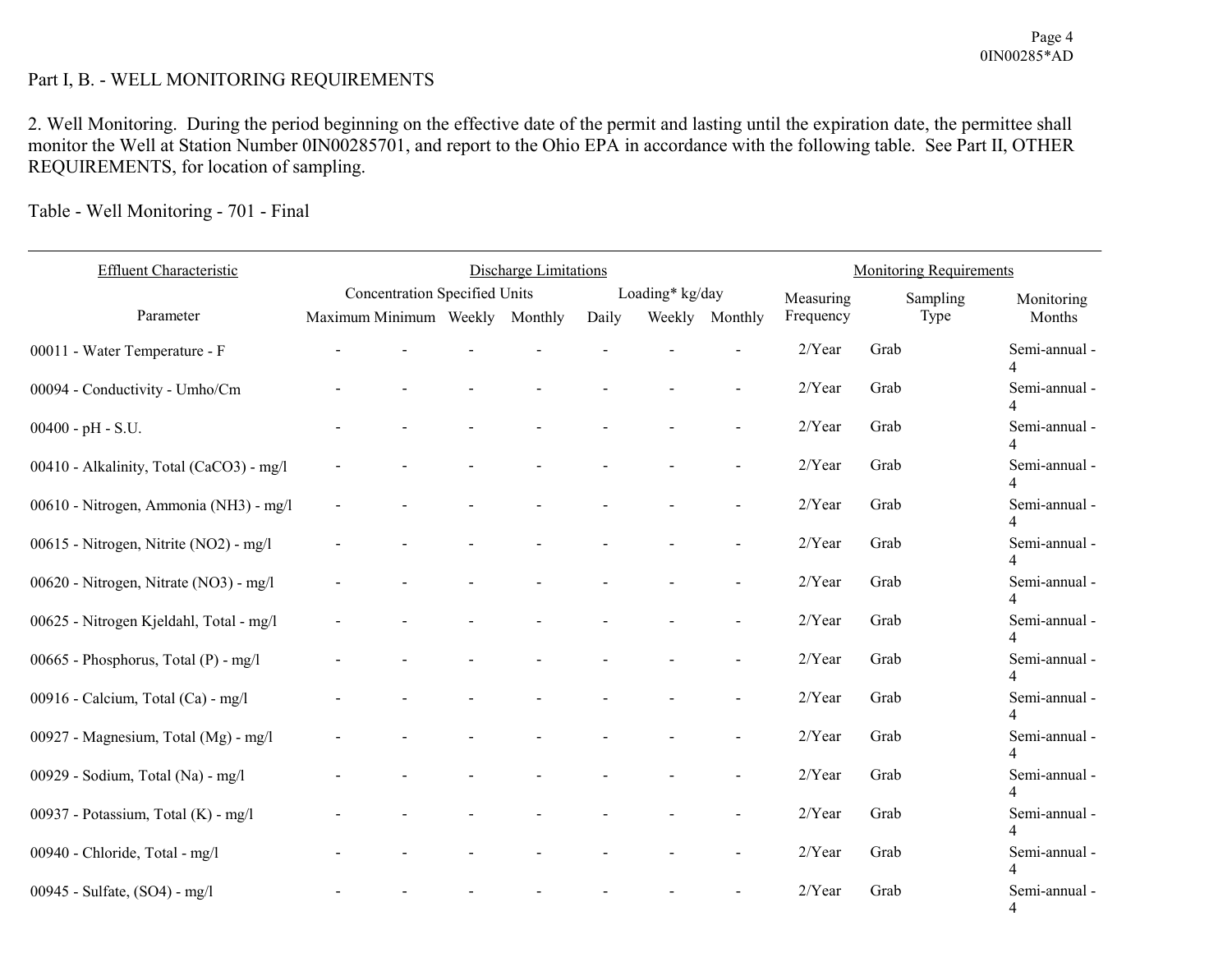Part I, B. - WELL MONITORING REQUIREMENTS

2. Well Monitoring. During the period beginning on the effective date of the permit and lasting until the expiration date, the permittee shall monitor the Well at Station Number 0IN00285701, and report to the Ohio EPA in accordance with the following table. See Part II, OTHER REQUIREMENTS, for location of sampling.

Table - Well Monitoring - 701 - Final

| Effluent Characteristic | Discharge Limitations | | | | | | | Monitoring Requirements | | |
|---|---|---|---|---|---|---|---|---|---|---|
| | Concentration Specified Units | | | | Loading* kg/day | | | Measuring | Sampling | Monitoring |
| Parameter | Maximum | Minimum | Weekly | Monthly | Daily | Weekly | Monthly | Frequency | Type | Months |
| 00011 - Water Temperature - F | - | - | - | - | - | - | - | 2/Year | Grab | Semi-annual - 4 |
| 00094 - Conductivity - Umho/Cm | - | - | - | - | - | - | - | 2/Year | Grab | Semi-annual - 4 |
| 00400 - pH - S.U. | - | - | - | - | - | - | - | 2/Year | Grab | Semi-annual - 4 |
| 00410 - Alkalinity, Total (CaCO3) - mg/l | - | - | - | - | - | - | - | 2/Year | Grab | Semi-annual - 4 |
| 00610 - Nitrogen, Ammonia (NH3) - mg/l | - | - | - | - | - | - | - | 2/Year | Grab | Semi-annual - 4 |
| 00615 - Nitrogen, Nitrite (NO2) - mg/l | - | - | - | - | - | - | - | 2/Year | Grab | Semi-annual - 4 |
| 00620 - Nitrogen, Nitrate (NO3) - mg/l | - | - | - | - | - | - | - | 2/Year | Grab | Semi-annual - 4 |
| 00625 - Nitrogen Kjeldahl, Total - mg/l | - | - | - | - | - | - | - | 2/Year | Grab | Semi-annual - 4 |
| 00665 - Phosphorus, Total (P) - mg/l | - | - | - | - | - | - | - | 2/Year | Grab | Semi-annual - 4 |
| 00916 - Calcium, Total (Ca) - mg/l | - | - | - | - | - | - | - | 2/Year | Grab | Semi-annual - 4 |
| 00927 - Magnesium, Total (Mg) - mg/l | - | - | - | - | - | - | - | 2/Year | Grab | Semi-annual - 4 |
| 00929 - Sodium, Total (Na) - mg/l | - | - | - | - | - | - | - | 2/Year | Grab | Semi-annual - 4 |
| 00937 - Potassium, Total (K) - mg/l | - | - | - | - | - | - | - | 2/Year | Grab | Semi-annual - 4 |
| 00940 - Chloride, Total - mg/l | - | - | - | - | - | - | - | 2/Year | Grab | Semi-annual - 4 |
| 00945 - Sulfate, (SO4) - mg/l | - | - | - | - | - | - | - | 2/Year | Grab | Semi-annual - 4 |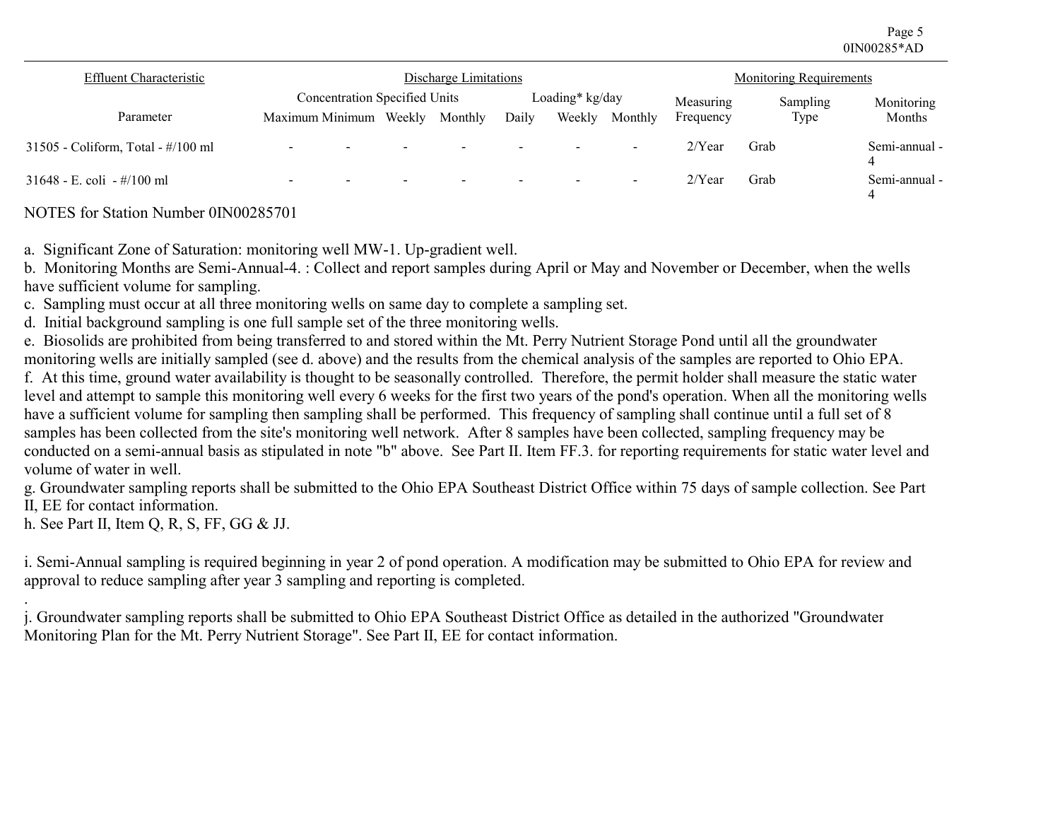| Effluent Characteristic | Discharge Limitations | | | | | | | Monitoring Requirements | | |
|---|---|---|---|---|---|---|---|---|---|---|
| | Concentration Specified Units | | | | Loading* kg/day | | | | | |
| Parameter | Maximum | Minimum | Weekly | Monthly | Daily | Weekly | Monthly | Measuring Frequency | Sampling Type | Monitoring Months |
| 31505 - Coliform, Total - #/100 ml | - | - | - | - | - | - | - | 2/Year | Grab | Semi-annual - 4 |
| 31648 - E. coli - #/100 ml | - | - | - | - | - | - | - | 2/Year | Grab | Semi-annual - 4 |

NOTES for Station Number 0IN00285701

a. Significant Zone of Saturation: monitoring well MW-1. Up-gradient well.
b. Monitoring Months are Semi-Annual-4. : Collect and report samples during April or May and November or December, when the wells have sufficient volume for sampling.
c. Sampling must occur at all three monitoring wells on same day to complete a sampling set.
d. Initial background sampling is one full sample set of the three monitoring wells.
e. Biosolids are prohibited from being transferred to and stored within the Mt. Perry Nutrient Storage Pond until all the groundwater monitoring wells are initially sampled (see d. above) and the results from the chemical analysis of the samples are reported to Ohio EPA.
f. At this time, ground water availability is thought to be seasonally controlled. Therefore, the permit holder shall measure the static water level and attempt to sample this monitoring well every 6 weeks for the first two years of the pond's operation. When all the monitoring wells have a sufficient volume for sampling then sampling shall be performed. This frequency of sampling shall continue until a full set of 8 samples has been collected from the site's monitoring well network. After 8 samples have been collected, sampling frequency may be conducted on a semi-annual basis as stipulated in note "b" above. See Part II. Item FF.3. for reporting requirements for static water level and volume of water in well.
g. Groundwater sampling reports shall be submitted to the Ohio EPA Southeast District Office within 75 days of sample collection. See Part II, EE for contact information.
h. See Part II, Item Q, R, S, FF, GG & JJ.

i. Semi-Annual sampling is required beginning in year 2 of pond operation. A modification may be submitted to Ohio EPA for review and approval to reduce sampling after year 3 sampling and reporting is completed.

j. Groundwater sampling reports shall be submitted to Ohio EPA Southeast District Office as detailed in the authorized "Groundwater Monitoring Plan for the Mt. Perry Nutrient Storage". See Part II, EE for contact information.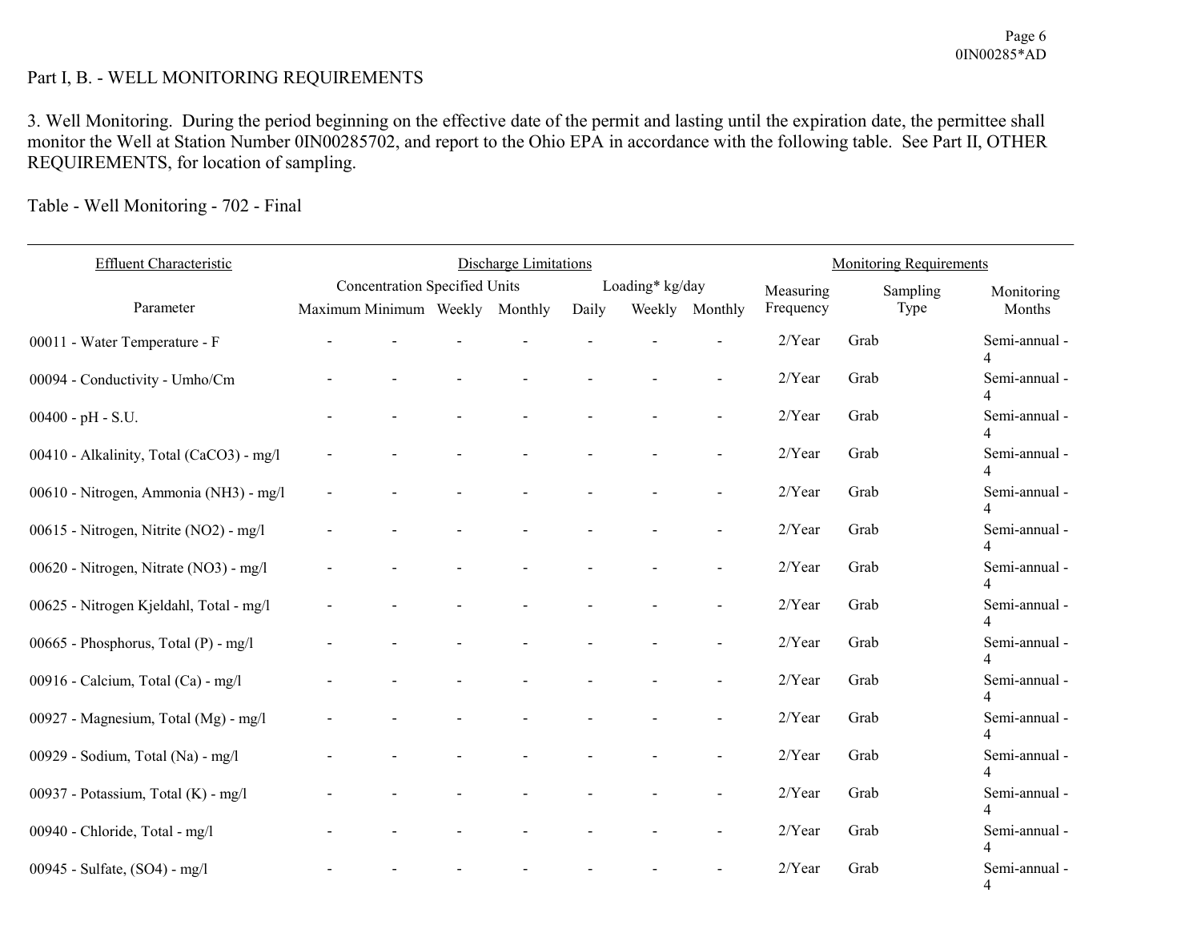Part I, B. - WELL MONITORING REQUIREMENTS

3. Well Monitoring. During the period beginning on the effective date of the permit and lasting until the expiration date, the permittee shall monitor the Well at Station Number 0IN00285702, and report to the Ohio EPA in accordance with the following table. See Part II, OTHER REQUIREMENTS, for location of sampling.

Table - Well Monitoring - 702 - Final

| Effluent Characteristic | Discharge Limitations | | | | | | | Monitoring Requirements | | |
|---|---|---|---|---|---|---|---|---|---|---|
| | Concentration Specified Units | | | | Loading* kg/day | | | | | |
| Parameter | Maximum | Minimum | Weekly | Monthly | Daily | Weekly | Monthly | Measuring Frequency | Sampling Type | Monitoring Months |
| 00011 - Water Temperature - F | - | - | - | - | - | - | - | 2/Year | Grab | Semi-annual - 4 |
| 00094 - Conductivity - Umho/Cm | - | - | - | - | - | - | - | 2/Year | Grab | Semi-annual - 4 |
| 00400 - pH - S.U. | - | - | - | - | - | - | - | 2/Year | Grab | Semi-annual - 4 |
| 00410 - Alkalinity, Total (CaCO3) - mg/l | - | - | - | - | - | - | - | 2/Year | Grab | Semi-annual - 4 |
| 00610 - Nitrogen, Ammonia (NH3) - mg/l | - | - | - | - | - | - | - | 2/Year | Grab | Semi-annual - 4 |
| 00615 - Nitrogen, Nitrite (NO2) - mg/l | - | - | - | - | - | - | - | 2/Year | Grab | Semi-annual - 4 |
| 00620 - Nitrogen, Nitrate (NO3) - mg/l | - | - | - | - | - | - | - | 2/Year | Grab | Semi-annual - 4 |
| 00625 - Nitrogen Kjeldahl, Total - mg/l | - | - | - | - | - | - | - | 2/Year | Grab | Semi-annual - 4 |
| 00665 - Phosphorus, Total (P) - mg/l | - | - | - | - | - | - | - | 2/Year | Grab | Semi-annual - 4 |
| 00916 - Calcium, Total (Ca) - mg/l | - | - | - | - | - | - | - | 2/Year | Grab | Semi-annual - 4 |
| 00927 - Magnesium, Total (Mg) - mg/l | - | - | - | - | - | - | - | 2/Year | Grab | Semi-annual - 4 |
| 00929 - Sodium, Total (Na) - mg/l | - | - | - | - | - | - | - | 2/Year | Grab | Semi-annual - 4 |
| 00937 - Potassium, Total (K) - mg/l | - | - | - | - | - | - | - | 2/Year | Grab | Semi-annual - 4 |
| 00940 - Chloride, Total - mg/l | - | - | - | - | - | - | - | 2/Year | Grab | Semi-annual - 4 |
| 00945 - Sulfate, (SO4) - mg/l | - | - | - | - | - | - | - | 2/Year | Grab | Semi-annual - 4 |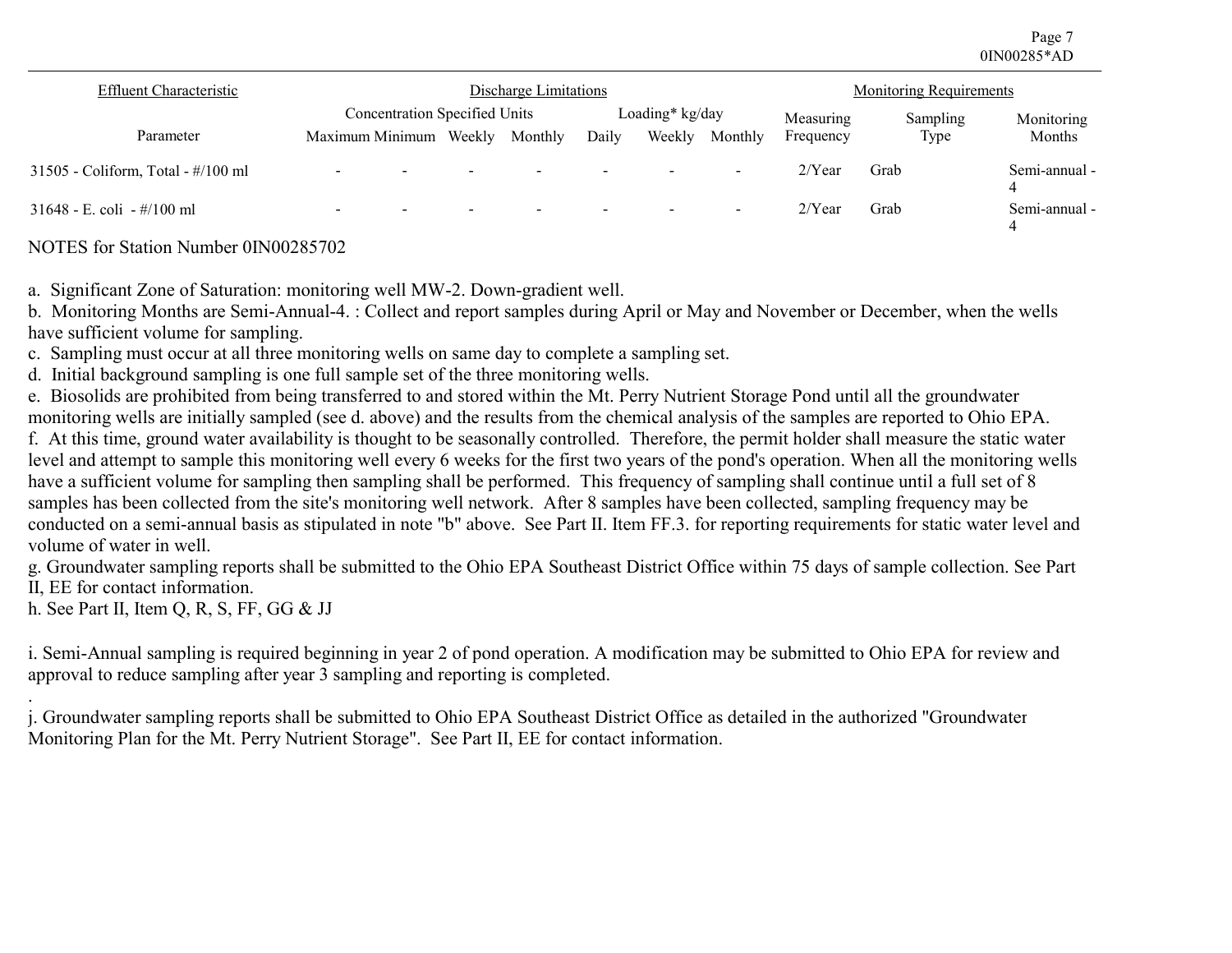| Effluent Characteristic | Discharge Limitations | | | | | | | Monitoring Requirements | | |
|---|---|---|---|---|---|---|---|---|---|---|
| | Concentration Specified Units | | | | Loading* kg/day | | | | | |
| Parameter | Maximum | Minimum | Weekly | Monthly | Daily | Weekly | Monthly | Measuring Frequency | Sampling Type | Monitoring Months |
| 31505 - Coliform, Total - #/100 ml | - | - | - | - | - | - | - | 2/Year | Grab | Semi-annual - 4 |
| 31648 - E. coli - #/100 ml | - | - | - | - | - | - | - | 2/Year | Grab | Semi-annual - 4 |

NOTES for Station Number 0IN00285702

a. Significant Zone of Saturation: monitoring well MW-2. Down-gradient well.

b. Monitoring Months are Semi-Annual-4. : Collect and report samples during April or May and November or December, when the wells have sufficient volume for sampling.

c. Sampling must occur at all three monitoring wells on same day to complete a sampling set.

d. Initial background sampling is one full sample set of the three monitoring wells.

e. Biosolids are prohibited from being transferred to and stored within the Mt. Perry Nutrient Storage Pond until all the groundwater monitoring wells are initially sampled (see d. above) and the results from the chemical analysis of the samples are reported to Ohio EPA.

f. At this time, ground water availability is thought to be seasonally controlled. Therefore, the permit holder shall measure the static water level and attempt to sample this monitoring well every 6 weeks for the first two years of the pond's operation. When all the monitoring wells have a sufficient volume for sampling then sampling shall be performed. This frequency of sampling shall continue until a full set of 8 samples has been collected from the site's monitoring well network. After 8 samples have been collected, sampling frequency may be conducted on a semi-annual basis as stipulated in note "b" above. See Part II. Item FF.3. for reporting requirements for static water level and volume of water in well.

g. Groundwater sampling reports shall be submitted to the Ohio EPA Southeast District Office within 75 days of sample collection. See Part II, EE for contact information.

h. See Part II, Item Q, R, S, FF, GG & JJ

i. Semi-Annual sampling is required beginning in year 2 of pond operation. A modification may be submitted to Ohio EPA for review and approval to reduce sampling after year 3 sampling and reporting is completed.

.

j. Groundwater sampling reports shall be submitted to Ohio EPA Southeast District Office as detailed in the authorized "Groundwater Monitoring Plan for the Mt. Perry Nutrient Storage". See Part II, EE for contact information.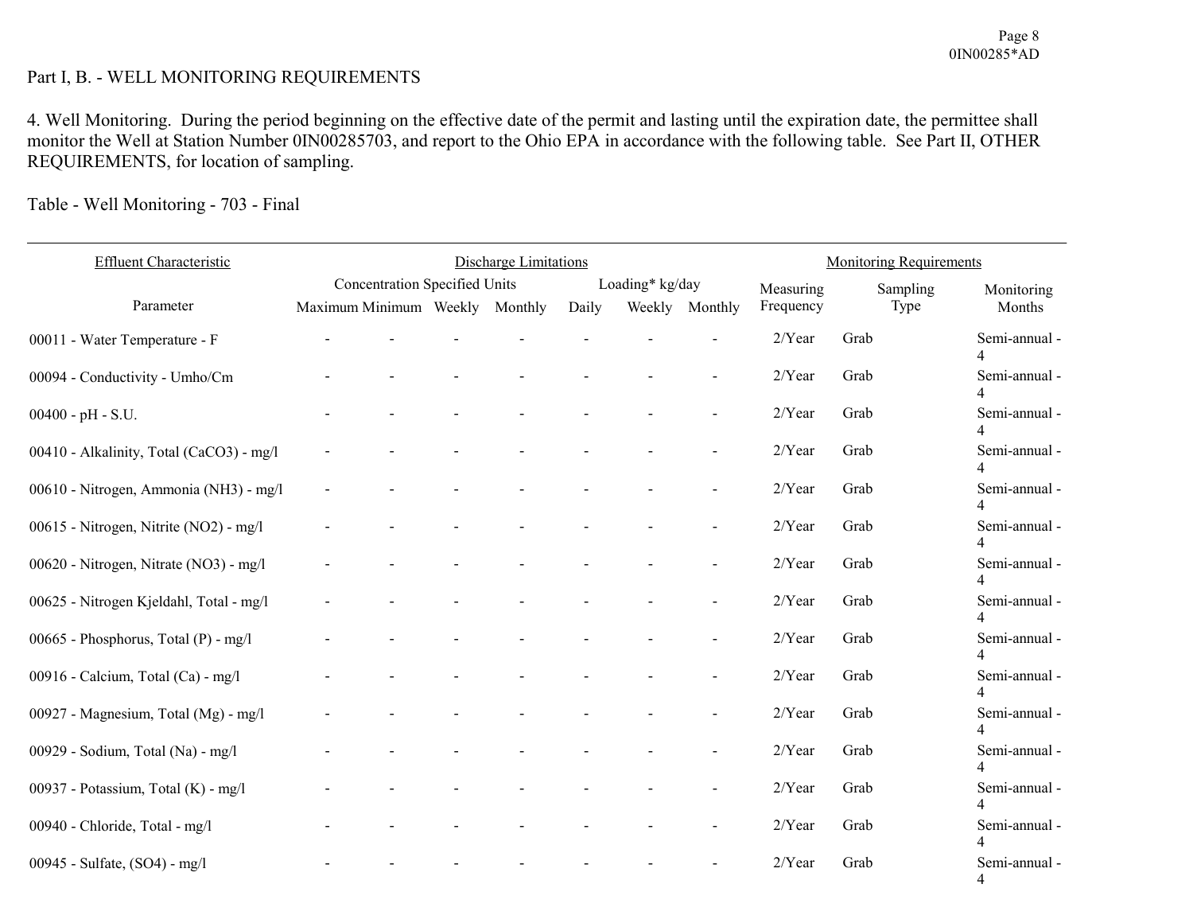Part I, B. - WELL MONITORING REQUIREMENTS

4. Well Monitoring. During the period beginning on the effective date of the permit and lasting until the expiration date, the permittee shall monitor the Well at Station Number 0IN00285703, and report to the Ohio EPA in accordance with the following table. See Part II, OTHER REQUIREMENTS, for location of sampling.

Table - Well Monitoring - 703 - Final

| Effluent Characteristic | Discharge Limitations | | | | | | | Monitoring Requirements | | |
|---|---|---|---|---|---|---|---|---|---|---|
| | Concentration Specified Units | | | | Loading* kg/day | | | | | |
| Parameter | Maximum | Minimum | Weekly | Monthly | Daily | Weekly | Monthly | Measuring Frequency | Sampling Type | Monitoring Months |
| 00011 - Water Temperature - F | - | - | - | - | - | - | - | 2/Year | Grab | Semi-annual - 4 |
| 00094 - Conductivity - Umho/Cm | - | - | - | - | - | - | - | 2/Year | Grab | Semi-annual - 4 |
| 00400 - pH - S.U. | - | - | - | - | - | - | - | 2/Year | Grab | Semi-annual - 4 |
| 00410 - Alkalinity, Total (CaCO3) - mg/l | - | - | - | - | - | - | - | 2/Year | Grab | Semi-annual - 4 |
| 00610 - Nitrogen, Ammonia (NH3) - mg/l | - | - | - | - | - | - | - | 2/Year | Grab | Semi-annual - 4 |
| 00615 - Nitrogen, Nitrite (NO2) - mg/l | - | - | - | - | - | - | - | 2/Year | Grab | Semi-annual - 4 |
| 00620 - Nitrogen, Nitrate (NO3) - mg/l | - | - | - | - | - | - | - | 2/Year | Grab | Semi-annual - 4 |
| 00625 - Nitrogen Kjeldahl, Total - mg/l | - | - | - | - | - | - | - | 2/Year | Grab | Semi-annual - 4 |
| 00665 - Phosphorus, Total (P) - mg/l | - | - | - | - | - | - | - | 2/Year | Grab | Semi-annual - 4 |
| 00916 - Calcium, Total (Ca) - mg/l | - | - | - | - | - | - | - | 2/Year | Grab | Semi-annual - 4 |
| 00927 - Magnesium, Total (Mg) - mg/l | - | - | - | - | - | - | - | 2/Year | Grab | Semi-annual - 4 |
| 00929 - Sodium, Total (Na) - mg/l | - | - | - | - | - | - | - | 2/Year | Grab | Semi-annual - 4 |
| 00937 - Potassium, Total (K) - mg/l | - | - | - | - | - | - | - | 2/Year | Grab | Semi-annual - 4 |
| 00940 - Chloride, Total - mg/l | - | - | - | - | - | - | - | 2/Year | Grab | Semi-annual - 4 |
| 00945 - Sulfate, (SO4) - mg/l | - | - | - | - | - | - | - | 2/Year | Grab | Semi-annual - 4 |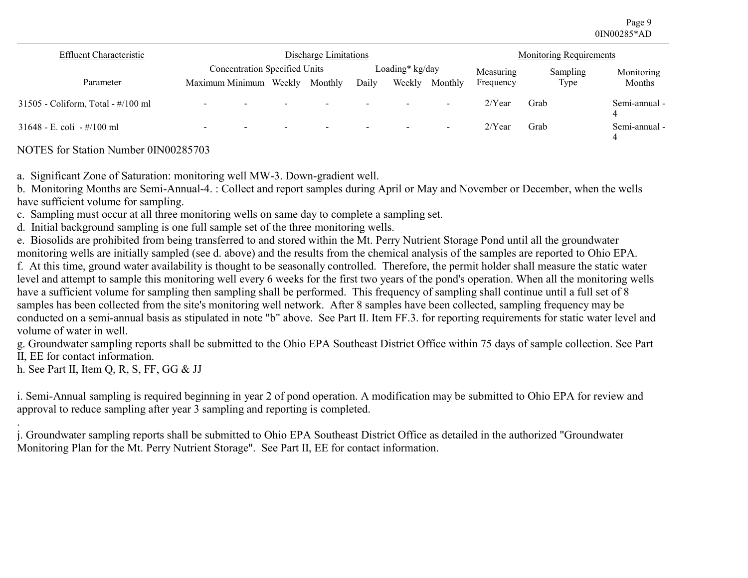| Effluent Characteristic | Discharge Limitations | | | | | | | Monitoring Requirements | | |
|---|---|---|---|---|---|---|---|---|---|---|
| | Concentration Specified Units | | | | Loading* kg/day | | | | | |
| Parameter | Maximum | Minimum | Weekly | Monthly | Daily | Weekly | Monthly | Measuring Frequency | Sampling Type | Monitoring Months |
| 31505 - Coliform, Total - #/100 ml | - | - | - | - | - | - | - | 2/Year | Grab | Semi-annual - 4 |
| 31648 - E. coli - #/100 ml | - | - | - | - | - | - | - | 2/Year | Grab | Semi-annual - 4 |

NOTES for Station Number 0IN00285703

a. Significant Zone of Saturation: monitoring well MW-3. Down-gradient well.
b. Monitoring Months are Semi-Annual-4. : Collect and report samples during April or May and November or December, when the wells have sufficient volume for sampling.
c. Sampling must occur at all three monitoring wells on same day to complete a sampling set.
d. Initial background sampling is one full sample set of the three monitoring wells.
e. Biosolids are prohibited from being transferred to and stored within the Mt. Perry Nutrient Storage Pond until all the groundwater monitoring wells are initially sampled (see d. above) and the results from the chemical analysis of the samples are reported to Ohio EPA.
f. At this time, ground water availability is thought to be seasonally controlled. Therefore, the permit holder shall measure the static water level and attempt to sample this monitoring well every 6 weeks for the first two years of the pond's operation. When all the monitoring wells have a sufficient volume for sampling then sampling shall be performed. This frequency of sampling shall continue until a full set of 8 samples has been collected from the site's monitoring well network. After 8 samples have been collected, sampling frequency may be conducted on a semi-annual basis as stipulated in note "b" above. See Part II. Item FF.3. for reporting requirements for static water level and volume of water in well.
g. Groundwater sampling reports shall be submitted to the Ohio EPA Southeast District Office within 75 days of sample collection. See Part II, EE for contact information.
h. See Part II, Item Q, R, S, FF, GG & JJ

i. Semi-Annual sampling is required beginning in year 2 of pond operation. A modification may be submitted to Ohio EPA for review and approval to reduce sampling after year 3 sampling and reporting is completed.

j. Groundwater sampling reports shall be submitted to Ohio EPA Southeast District Office as detailed in the authorized "Groundwater Monitoring Plan for the Mt. Perry Nutrient Storage". See Part II, EE for contact information.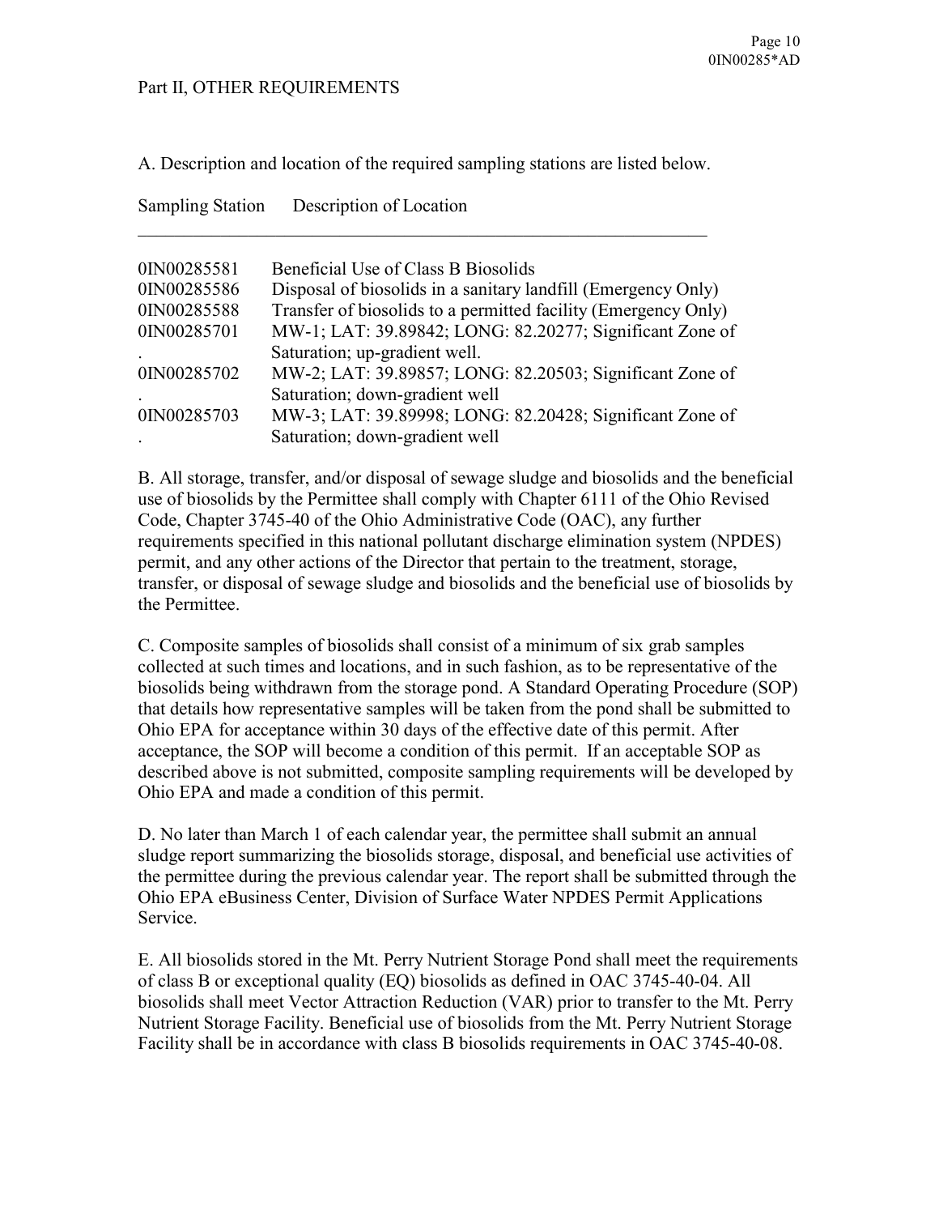Part II, OTHER REQUIREMENTS

A. Description and location of the required sampling stations are listed below.

| Sampling Station | Description of Location |
|---|---|
| 0IN00285581 | Beneficial Use of Class B Biosolids |
| 0IN00285586 | Disposal of biosolids in a sanitary landfill (Emergency Only) |
| 0IN00285588 | Transfer of biosolids to a permitted facility (Emergency Only) |
| 0IN00285701 | MW-1; LAT: 39.89842; LONG: 82.20277; Significant Zone of Saturation; up-gradient well. |
| 0IN00285702 | MW-2; LAT: 39.89857; LONG: 82.20503; Significant Zone of Saturation; down-gradient well |
| 0IN00285703 | MW-3; LAT: 39.89998; LONG: 82.20428; Significant Zone of Saturation; down-gradient well |

B. All storage, transfer, and/or disposal of sewage sludge and biosolids and the beneficial use of biosolids by the Permittee shall comply with Chapter 6111 of the Ohio Revised Code, Chapter 3745-40 of the Ohio Administrative Code (OAC), any further requirements specified in this national pollutant discharge elimination system (NPDES) permit, and any other actions of the Director that pertain to the treatment, storage, transfer, or disposal of sewage sludge and biosolids and the beneficial use of biosolids by the Permittee.

C. Composite samples of biosolids shall consist of a minimum of six grab samples collected at such times and locations, and in such fashion, as to be representative of the biosolids being withdrawn from the storage pond. A Standard Operating Procedure (SOP) that details how representative samples will be taken from the pond shall be submitted to Ohio EPA for acceptance within 30 days of the effective date of this permit. After acceptance, the SOP will become a condition of this permit. If an acceptable SOP as described above is not submitted, composite sampling requirements will be developed by Ohio EPA and made a condition of this permit.

D. No later than March 1 of each calendar year, the permittee shall submit an annual sludge report summarizing the biosolids storage, disposal, and beneficial use activities of the permittee during the previous calendar year. The report shall be submitted through the Ohio EPA eBusiness Center, Division of Surface Water NPDES Permit Applications Service.

E. All biosolids stored in the Mt. Perry Nutrient Storage Pond shall meet the requirements of class B or exceptional quality (EQ) biosolids as defined in OAC 3745-40-04. All biosolids shall meet Vector Attraction Reduction (VAR) prior to transfer to the Mt. Perry Nutrient Storage Facility. Beneficial use of biosolids from the Mt. Perry Nutrient Storage Facility shall be in accordance with class B biosolids requirements in OAC 3745-40-08.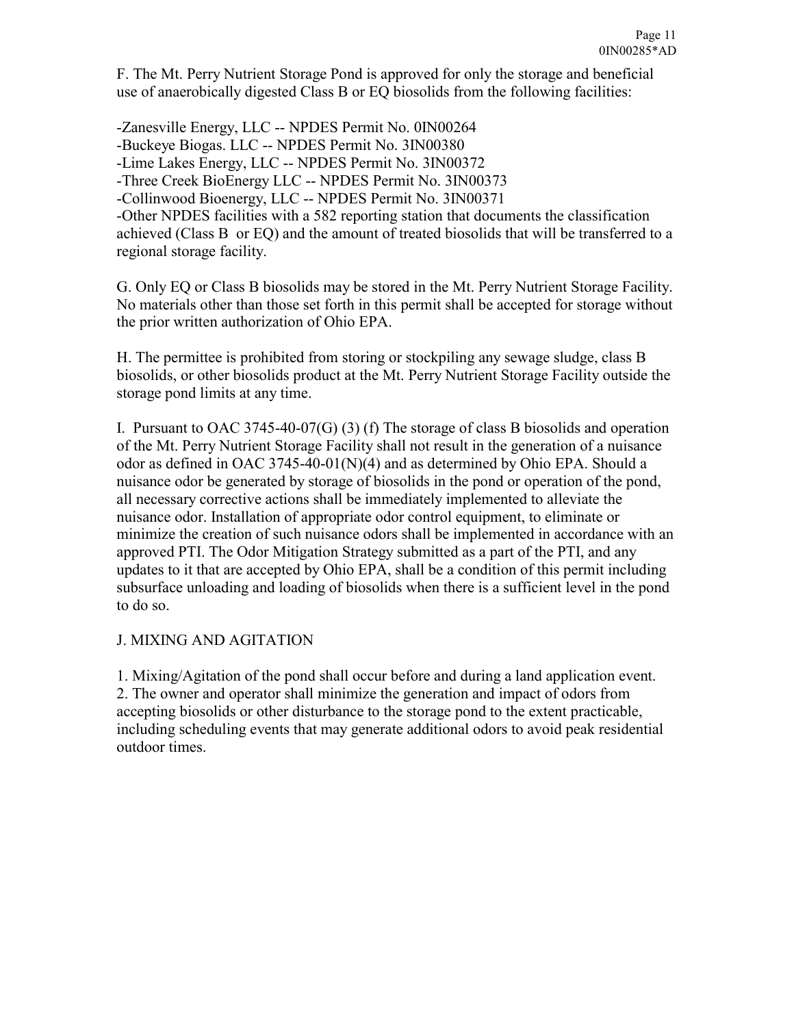F. The Mt. Perry Nutrient Storage Pond is approved for only the storage and beneficial use of anaerobically digested Class B or EQ biosolids from the following facilities:

-Zanesville Energy, LLC -- NPDES Permit No. 0IN00264
-Buckeye Biogas. LLC -- NPDES Permit No. 3IN00380
-Lime Lakes Energy, LLC -- NPDES Permit No. 3IN00372
-Three Creek BioEnergy LLC -- NPDES Permit No. 3IN00373
-Collinwood Bioenergy, LLC -- NPDES Permit No. 3IN00371
-Other NPDES facilities with a 582 reporting station that documents the classification achieved (Class B or EQ) and the amount of treated biosolids that will be transferred to a regional storage facility.

G. Only EQ or Class B biosolids may be stored in the Mt. Perry Nutrient Storage Facility. No materials other than those set forth in this permit shall be accepted for storage without the prior written authorization of Ohio EPA.

H. The permittee is prohibited from storing or stockpiling any sewage sludge, class B biosolids, or other biosolids product at the Mt. Perry Nutrient Storage Facility outside the storage pond limits at any time.

I. Pursuant to OAC 3745-40-07(G) (3) (f) The storage of class B biosolids and operation of the Mt. Perry Nutrient Storage Facility shall not result in the generation of a nuisance odor as defined in OAC 3745-40-01(N)(4) and as determined by Ohio EPA. Should a nuisance odor be generated by storage of biosolids in the pond or operation of the pond, all necessary corrective actions shall be immediately implemented to alleviate the nuisance odor. Installation of appropriate odor control equipment, to eliminate or minimize the creation of such nuisance odors shall be implemented in accordance with an approved PTI. The Odor Mitigation Strategy submitted as a part of the PTI, and any updates to it that are accepted by Ohio EPA, shall be a condition of this permit including subsurface unloading and loading of biosolids when there is a sufficient level in the pond to do so.

J. MIXING AND AGITATION

1. Mixing/Agitation of the pond shall occur before and during a land application event.
2. The owner and operator shall minimize the generation and impact of odors from accepting biosolids or other disturbance to the storage pond to the extent practicable, including scheduling events that may generate additional odors to avoid peak residential outdoor times.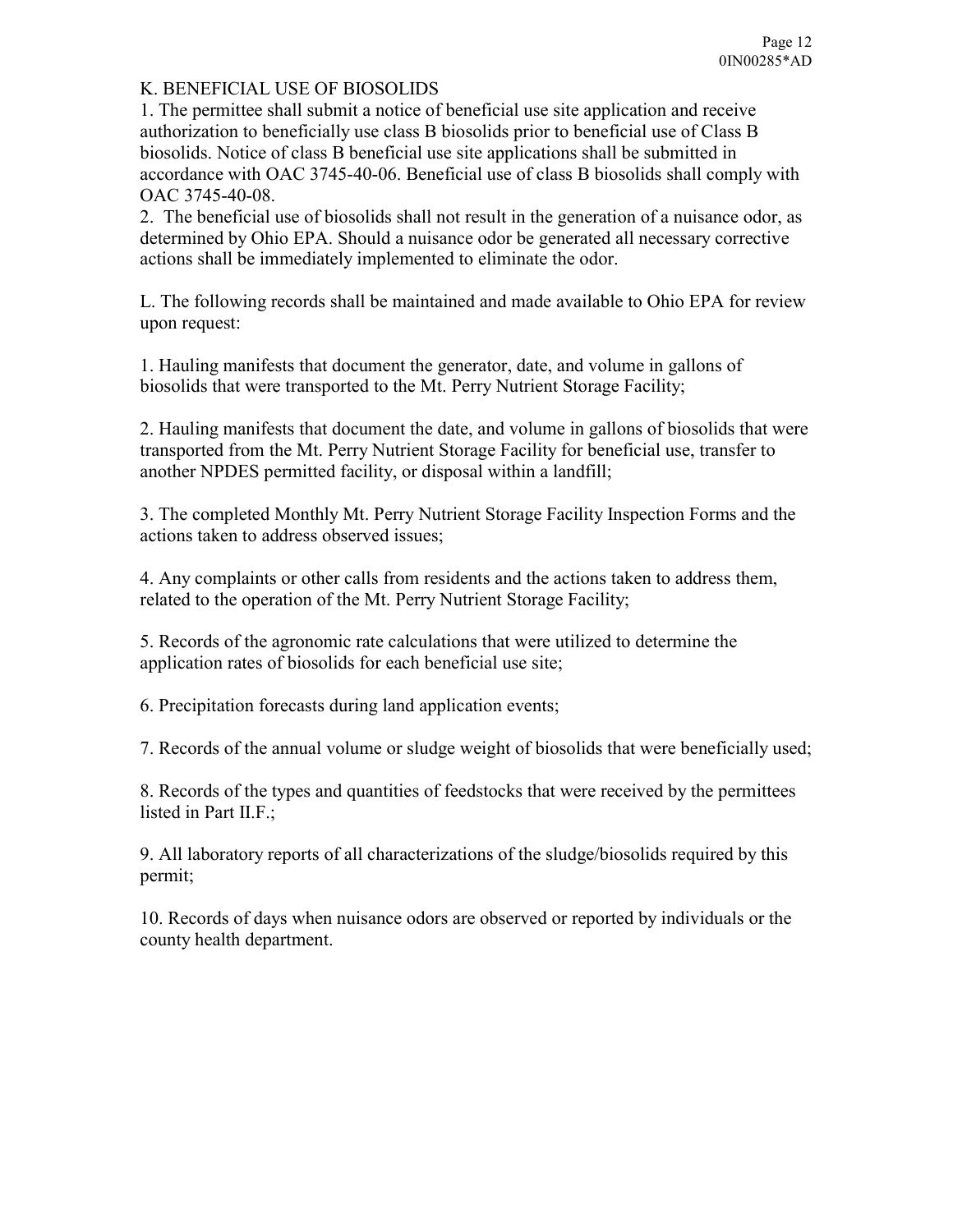K. BENEFICIAL USE OF BIOSOLIDS

1. The permittee shall submit a notice of beneficial use site application and receive authorization to beneficially use class B biosolids prior to beneficial use of Class B biosolids. Notice of class B beneficial use site applications shall be submitted in accordance with OAC 3745-40-06. Beneficial use of class B biosolids shall comply with OAC 3745-40-08.
2. The beneficial use of biosolids shall not result in the generation of a nuisance odor, as determined by Ohio EPA. Should a nuisance odor be generated all necessary corrective actions shall be immediately implemented to eliminate the odor.

L. The following records shall be maintained and made available to Ohio EPA for review upon request:

1. Hauling manifests that document the generator, date, and volume in gallons of biosolids that were transported to the Mt. Perry Nutrient Storage Facility;

2. Hauling manifests that document the date, and volume in gallons of biosolids that were transported from the Mt. Perry Nutrient Storage Facility for beneficial use, transfer to another NPDES permitted facility, or disposal within a landfill;

3. The completed Monthly Mt. Perry Nutrient Storage Facility Inspection Forms and the actions taken to address observed issues;

4. Any complaints or other calls from residents and the actions taken to address them, related to the operation of the Mt. Perry Nutrient Storage Facility;

5. Records of the agronomic rate calculations that were utilized to determine the application rates of biosolids for each beneficial use site;

6. Precipitation forecasts during land application events;

7. Records of the annual volume or sludge weight of biosolids that were beneficially used;

8. Records of the types and quantities of feedstocks that were received by the permittees listed in Part II.F.;

9. All laboratory reports of all characterizations of the sludge/biosolids required by this permit;

10. Records of days when nuisance odors are observed or reported by individuals or the county health department.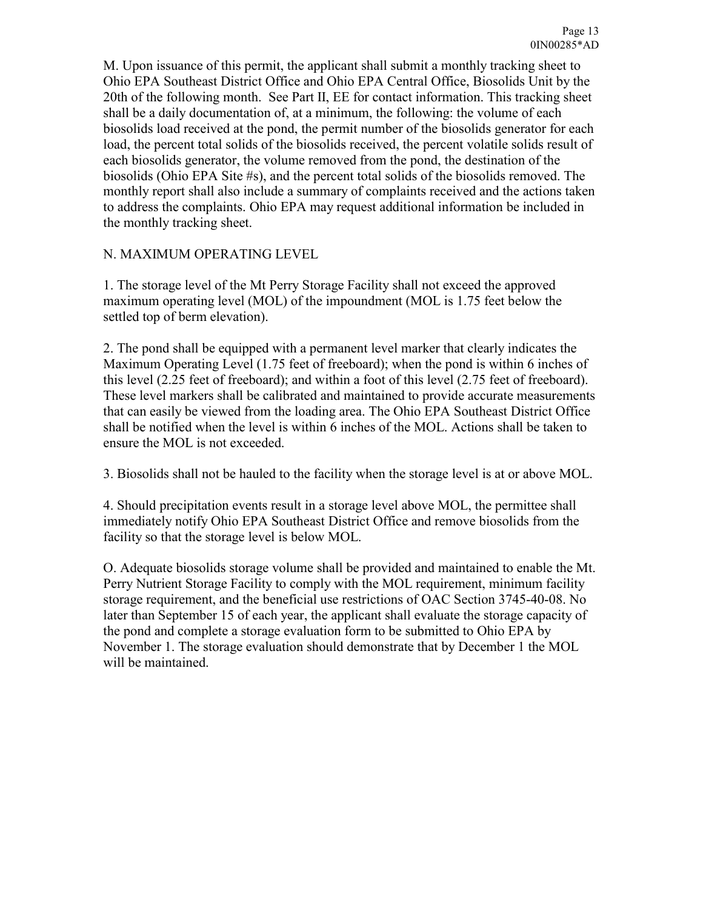M. Upon issuance of this permit, the applicant shall submit a monthly tracking sheet to Ohio EPA Southeast District Office and Ohio EPA Central Office, Biosolids Unit by the 20th of the following month. See Part II, EE for contact information. This tracking sheet shall be a daily documentation of, at a minimum, the following: the volume of each biosolids load received at the pond, the permit number of the biosolids generator for each load, the percent total solids of the biosolids received, the percent volatile solids result of each biosolids generator, the volume removed from the pond, the destination of the biosolids (Ohio EPA Site #s), and the percent total solids of the biosolids removed. The monthly report shall also include a summary of complaints received and the actions taken to address the complaints. Ohio EPA may request additional information be included in the monthly tracking sheet.

N. MAXIMUM OPERATING LEVEL

1. The storage level of the Mt Perry Storage Facility shall not exceed the approved maximum operating level (MOL) of the impoundment (MOL is 1.75 feet below the settled top of berm elevation).

2. The pond shall be equipped with a permanent level marker that clearly indicates the Maximum Operating Level (1.75 feet of freeboard); when the pond is within 6 inches of this level (2.25 feet of freeboard); and within a foot of this level (2.75 feet of freeboard). These level markers shall be calibrated and maintained to provide accurate measurements that can easily be viewed from the loading area. The Ohio EPA Southeast District Office shall be notified when the level is within 6 inches of the MOL. Actions shall be taken to ensure the MOL is not exceeded.

3. Biosolids shall not be hauled to the facility when the storage level is at or above MOL.

4. Should precipitation events result in a storage level above MOL, the permittee shall immediately notify Ohio EPA Southeast District Office and remove biosolids from the facility so that the storage level is below MOL.

O. Adequate biosolids storage volume shall be provided and maintained to enable the Mt. Perry Nutrient Storage Facility to comply with the MOL requirement, minimum facility storage requirement, and the beneficial use restrictions of OAC Section 3745-40-08. No later than September 15 of each year, the applicant shall evaluate the storage capacity of the pond and complete a storage evaluation form to be submitted to Ohio EPA by November 1. The storage evaluation should demonstrate that by December 1 the MOL will be maintained.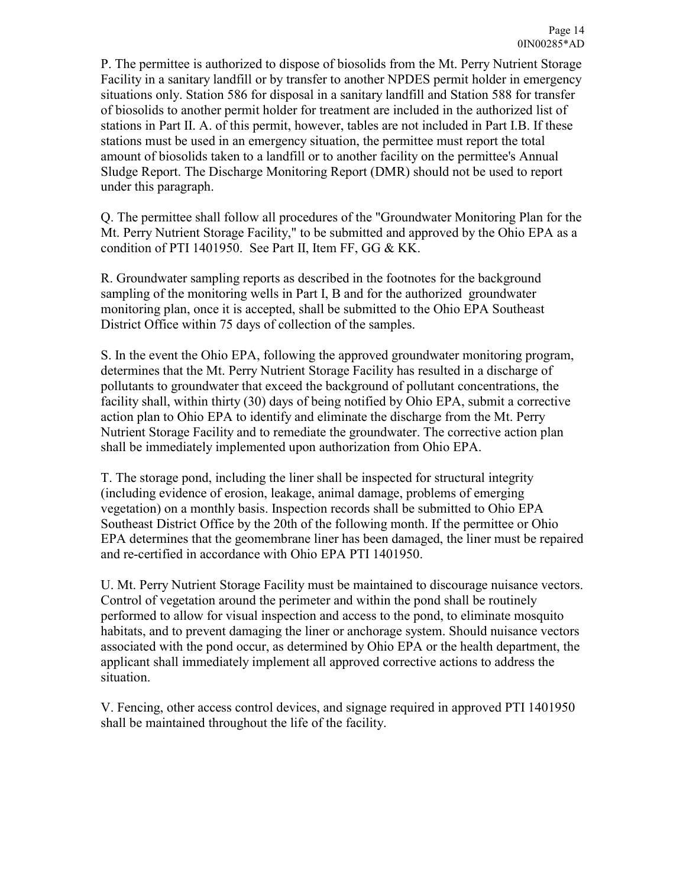P. The permittee is authorized to dispose of biosolids from the Mt. Perry Nutrient Storage Facility in a sanitary landfill or by transfer to another NPDES permit holder in emergency situations only. Station 586 for disposal in a sanitary landfill and Station 588 for transfer of biosolids to another permit holder for treatment are included in the authorized list of stations in Part II. A. of this permit, however, tables are not included in Part I.B. If these stations must be used in an emergency situation, the permittee must report the total amount of biosolids taken to a landfill or to another facility on the permittee's Annual Sludge Report. The Discharge Monitoring Report (DMR) should not be used to report under this paragraph.

Q. The permittee shall follow all procedures of the "Groundwater Monitoring Plan for the Mt. Perry Nutrient Storage Facility," to be submitted and approved by the Ohio EPA as a condition of PTI 1401950. See Part II, Item FF, GG & KK.

R. Groundwater sampling reports as described in the footnotes for the background sampling of the monitoring wells in Part I, B and for the authorized groundwater monitoring plan, once it is accepted, shall be submitted to the Ohio EPA Southeast District Office within 75 days of collection of the samples.

S. In the event the Ohio EPA, following the approved groundwater monitoring program, determines that the Mt. Perry Nutrient Storage Facility has resulted in a discharge of pollutants to groundwater that exceed the background of pollutant concentrations, the facility shall, within thirty (30) days of being notified by Ohio EPA, submit a corrective action plan to Ohio EPA to identify and eliminate the discharge from the Mt. Perry Nutrient Storage Facility and to remediate the groundwater. The corrective action plan shall be immediately implemented upon authorization from Ohio EPA.

T. The storage pond, including the liner shall be inspected for structural integrity (including evidence of erosion, leakage, animal damage, problems of emerging vegetation) on a monthly basis. Inspection records shall be submitted to Ohio EPA Southeast District Office by the 20th of the following month. If the permittee or Ohio EPA determines that the geomembrane liner has been damaged, the liner must be repaired and re-certified in accordance with Ohio EPA PTI 1401950.

U. Mt. Perry Nutrient Storage Facility must be maintained to discourage nuisance vectors. Control of vegetation around the perimeter and within the pond shall be routinely performed to allow for visual inspection and access to the pond, to eliminate mosquito habitats, and to prevent damaging the liner or anchorage system. Should nuisance vectors associated with the pond occur, as determined by Ohio EPA or the health department, the applicant shall immediately implement all approved corrective actions to address the situation.

V. Fencing, other access control devices, and signage required in approved PTI 1401950 shall be maintained throughout the life of the facility.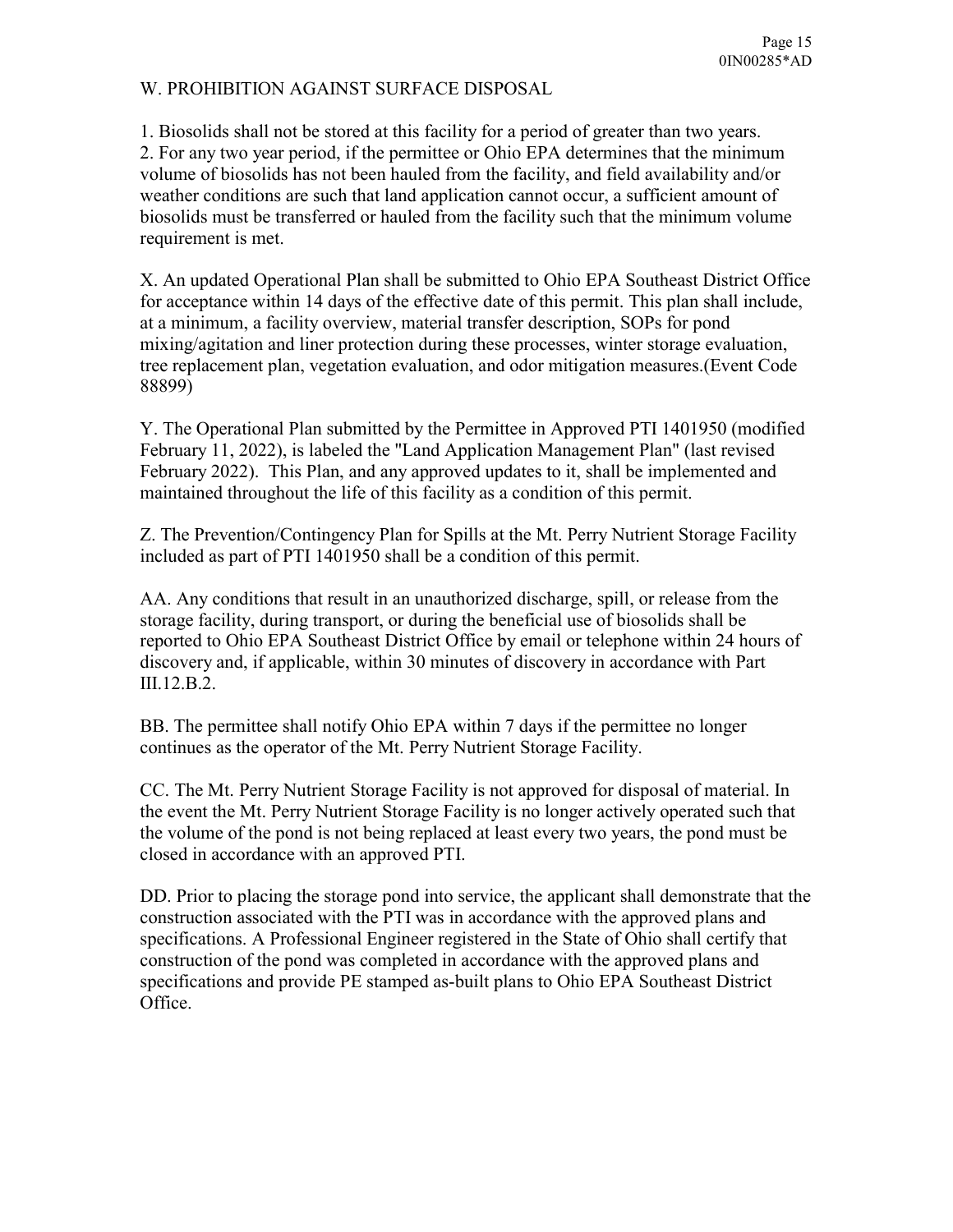W. PROHIBITION AGAINST SURFACE DISPOSAL

1. Biosolids shall not be stored at this facility for a period of greater than two years.
2. For any two year period, if the permittee or Ohio EPA determines that the minimum volume of biosolids has not been hauled from the facility, and field availability and/or weather conditions are such that land application cannot occur, a sufficient amount of biosolids must be transferred or hauled from the facility such that the minimum volume requirement is met.

X. An updated Operational Plan shall be submitted to Ohio EPA Southeast District Office for acceptance within 14 days of the effective date of this permit. This plan shall include, at a minimum, a facility overview, material transfer description, SOPs for pond mixing/agitation and liner protection during these processes, winter storage evaluation, tree replacement plan, vegetation evaluation, and odor mitigation measures.(Event Code 88899)

Y. The Operational Plan submitted by the Permittee in Approved PTI 1401950 (modified February 11, 2022), is labeled the "Land Application Management Plan" (last revised February 2022). This Plan, and any approved updates to it, shall be implemented and maintained throughout the life of this facility as a condition of this permit.

Z. The Prevention/Contingency Plan for Spills at the Mt. Perry Nutrient Storage Facility included as part of PTI 1401950 shall be a condition of this permit.

AA. Any conditions that result in an unauthorized discharge, spill, or release from the storage facility, during transport, or during the beneficial use of biosolids shall be reported to Ohio EPA Southeast District Office by email or telephone within 24 hours of discovery and, if applicable, within 30 minutes of discovery in accordance with Part III.12.B.2.

BB. The permittee shall notify Ohio EPA within 7 days if the permittee no longer continues as the operator of the Mt. Perry Nutrient Storage Facility.

CC. The Mt. Perry Nutrient Storage Facility is not approved for disposal of material. In the event the Mt. Perry Nutrient Storage Facility is no longer actively operated such that the volume of the pond is not being replaced at least every two years, the pond must be closed in accordance with an approved PTI.

DD. Prior to placing the storage pond into service, the applicant shall demonstrate that the construction associated with the PTI was in accordance with the approved plans and specifications. A Professional Engineer registered in the State of Ohio shall certify that construction of the pond was completed in accordance with the approved plans and specifications and provide PE stamped as-built plans to Ohio EPA Southeast District Office.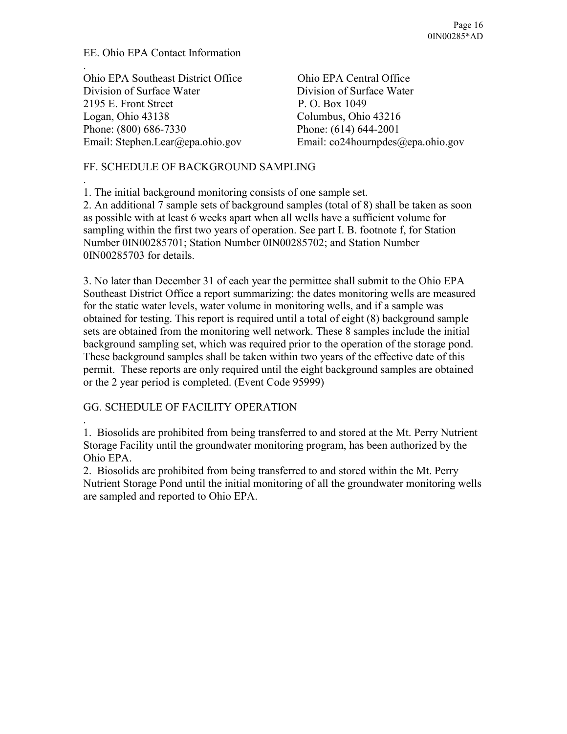## EE. Ohio EPA Contact Information

.

Ohio EPA Southeast District Office
Division of Surface Water
2195 E. Front Street
Logan, Ohio 43138
Phone: (800) 686-7330
Email: Stephen.Lear@epa.ohio.gov

Ohio EPA Central Office
Division of Surface Water
P. O. Box 1049
Columbus, Ohio 43216
Phone: (614) 644-2001
Email: co24hournpdes@epa.ohio.gov

## FF. SCHEDULE OF BACKGROUND SAMPLING

.

1. The initial background monitoring consists of one sample set.
2. An additional 7 sample sets of background samples (total of 8) shall be taken as soon as possible with at least 6 weeks apart when all wells have a sufficient volume for sampling within the first two years of operation. See part I. B. footnote f, for Station Number 0IN00285701; Station Number 0IN00285702; and Station Number 0IN00285703 for details.

3. No later than December 31 of each year the permittee shall submit to the Ohio EPA Southeast District Office a report summarizing: the dates monitoring wells are measured for the static water levels, water volume in monitoring wells, and if a sample was obtained for testing. This report is required until a total of eight (8) background sample sets are obtained from the monitoring well network. These 8 samples include the initial background sampling set, which was required prior to the operation of the storage pond. These background samples shall be taken within two years of the effective date of this permit. These reports are only required until the eight background samples are obtained or the 2 year period is completed. (Event Code 95999)

## GG. SCHEDULE OF FACILITY OPERATION

.

1. Biosolids are prohibited from being transferred to and stored at the Mt. Perry Nutrient Storage Facility until the groundwater monitoring program, has been authorized by the Ohio EPA.
2. Biosolids are prohibited from being transferred to and stored within the Mt. Perry Nutrient Storage Pond until the initial monitoring of all the groundwater monitoring wells are sampled and reported to Ohio EPA.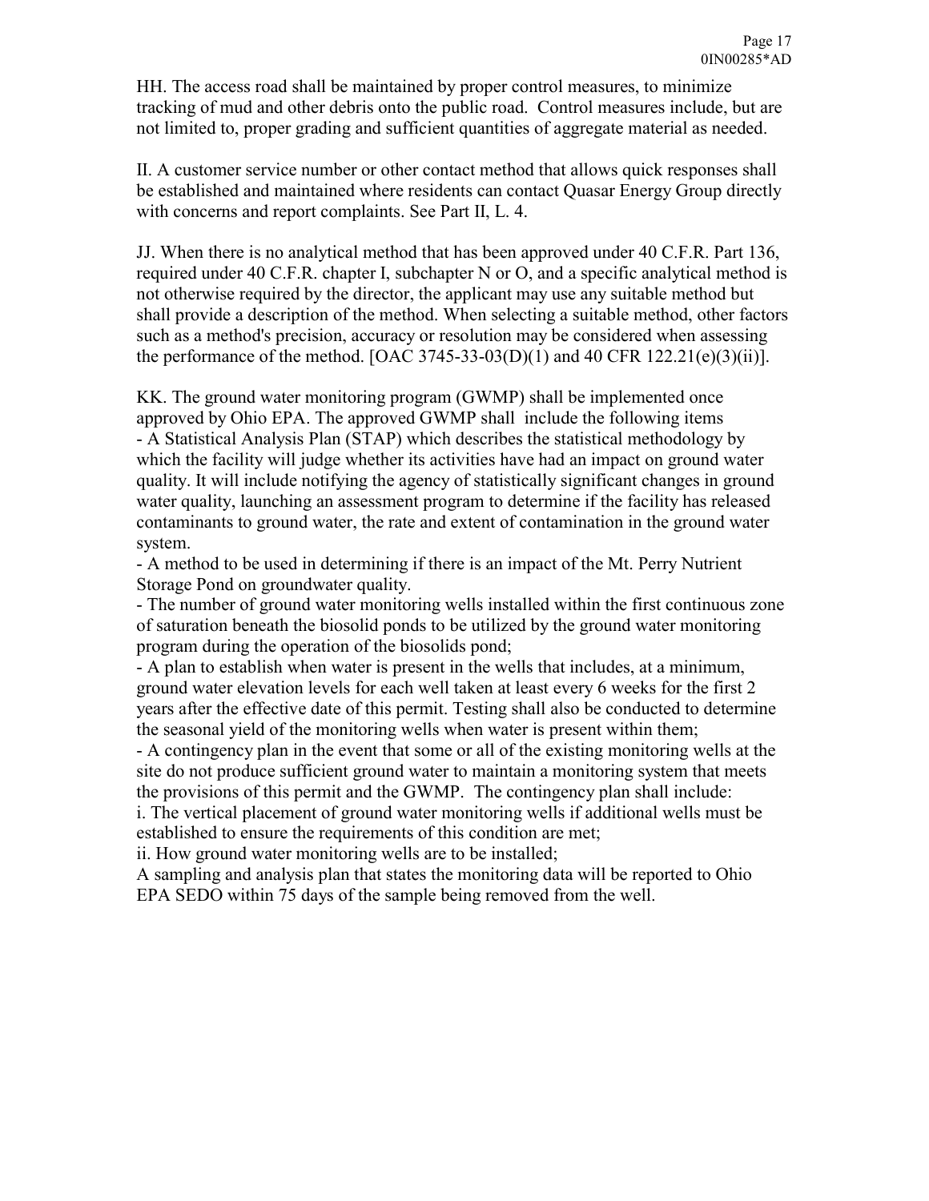HH. The access road shall be maintained by proper control measures, to minimize tracking of mud and other debris onto the public road. Control measures include, but are not limited to, proper grading and sufficient quantities of aggregate material as needed.

II. A customer service number or other contact method that allows quick responses shall be established and maintained where residents can contact Quasar Energy Group directly with concerns and report complaints. See Part II, L. 4.

JJ. When there is no analytical method that has been approved under 40 C.F.R. Part 136, required under 40 C.F.R. chapter I, subchapter N or O, and a specific analytical method is not otherwise required by the director, the applicant may use any suitable method but shall provide a description of the method. When selecting a suitable method, other factors such as a method's precision, accuracy or resolution may be considered when assessing the performance of the method. [OAC 3745-33-03(D)(1) and 40 CFR 122.21(e)(3)(ii)].

KK. The ground water monitoring program (GWMP) shall be implemented once approved by Ohio EPA. The approved GWMP shall include the following items

- A Statistical Analysis Plan (STAP) which describes the statistical methodology by which the facility will judge whether its activities have had an impact on ground water quality. It will include notifying the agency of statistically significant changes in ground water quality, launching an assessment program to determine if the facility has released contaminants to ground water, the rate and extent of contamination in the ground water system.
- A method to be used in determining if there is an impact of the Mt. Perry Nutrient Storage Pond on groundwater quality.
- The number of ground water monitoring wells installed within the first continuous zone of saturation beneath the biosolid ponds to be utilized by the ground water monitoring program during the operation of the biosolids pond;
- A plan to establish when water is present in the wells that includes, at a minimum, ground water elevation levels for each well taken at least every 6 weeks for the first 2 years after the effective date of this permit. Testing shall also be conducted to determine the seasonal yield of the monitoring wells when water is present within them;
- A contingency plan in the event that some or all of the existing monitoring wells at the site do not produce sufficient ground water to maintain a monitoring system that meets the provisions of this permit and the GWMP. The contingency plan shall include:

i. The vertical placement of ground water monitoring wells if additional wells must be established to ensure the requirements of this condition are met;

ii. How ground water monitoring wells are to be installed;

A sampling and analysis plan that states the monitoring data will be reported to Ohio EPA SEDO within 75 days of the sample being removed from the well.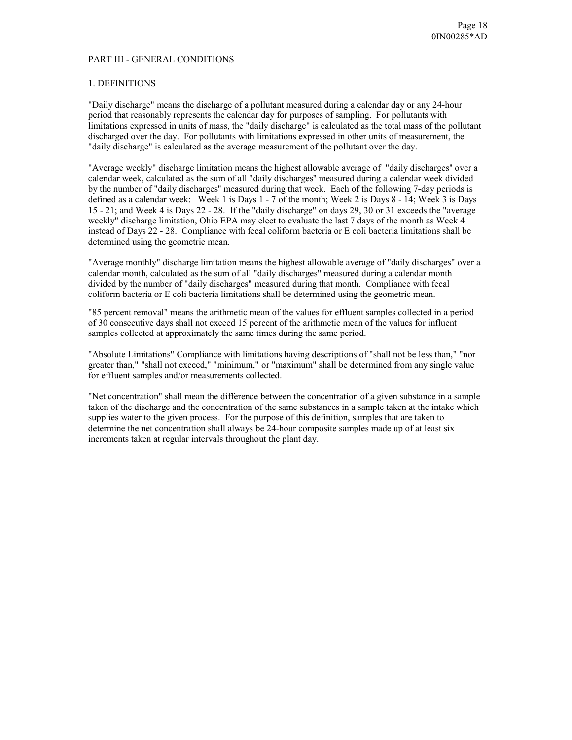## PART III - GENERAL CONDITIONS

### 1. DEFINITIONS

"Daily discharge" means the discharge of a pollutant measured during a calendar day or any 24-hour period that reasonably represents the calendar day for purposes of sampling. For pollutants with limitations expressed in units of mass, the "daily discharge" is calculated as the total mass of the pollutant discharged over the day. For pollutants with limitations expressed in other units of measurement, the "daily discharge" is calculated as the average measurement of the pollutant over the day.

"Average weekly" discharge limitation means the highest allowable average of "daily discharges" over a calendar week, calculated as the sum of all "daily discharges" measured during a calendar week divided by the number of "daily discharges" measured during that week. Each of the following 7-day periods is defined as a calendar week: Week 1 is Days 1 - 7 of the month; Week 2 is Days 8 - 14; Week 3 is Days 15 - 21; and Week 4 is Days 22 - 28. If the "daily discharge" on days 29, 30 or 31 exceeds the "average weekly" discharge limitation, Ohio EPA may elect to evaluate the last 7 days of the month as Week 4 instead of Days 22 - 28. Compliance with fecal coliform bacteria or E coli bacteria limitations shall be determined using the geometric mean.

"Average monthly" discharge limitation means the highest allowable average of "daily discharges" over a calendar month, calculated as the sum of all "daily discharges" measured during a calendar month divided by the number of "daily discharges" measured during that month. Compliance with fecal coliform bacteria or E coli bacteria limitations shall be determined using the geometric mean.

"85 percent removal" means the arithmetic mean of the values for effluent samples collected in a period of 30 consecutive days shall not exceed 15 percent of the arithmetic mean of the values for influent samples collected at approximately the same times during the same period.

"Absolute Limitations" Compliance with limitations having descriptions of "shall not be less than," "nor greater than," "shall not exceed," "minimum," or "maximum" shall be determined from any single value for effluent samples and/or measurements collected.

"Net concentration" shall mean the difference between the concentration of a given substance in a sample taken of the discharge and the concentration of the same substances in a sample taken at the intake which supplies water to the given process. For the purpose of this definition, samples that are taken to determine the net concentration shall always be 24-hour composite samples made up of at least six increments taken at regular intervals throughout the plant day.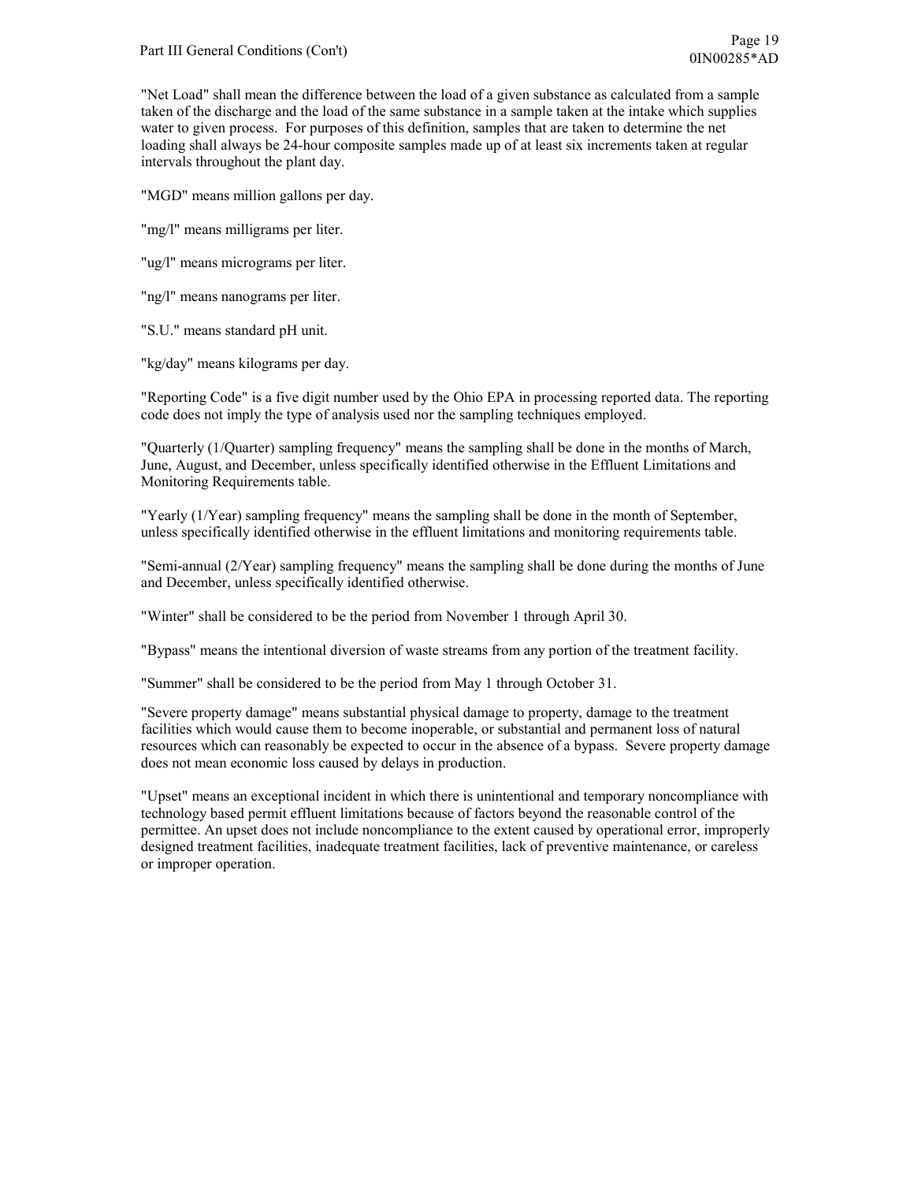"Net Load" shall mean the difference between the load of a given substance as calculated from a sample taken of the discharge and the load of the same substance in a sample taken at the intake which supplies water to given process. For purposes of this definition, samples that are taken to determine the net loading shall always be 24-hour composite samples made up of at least six increments taken at regular intervals throughout the plant day.

"MGD" means million gallons per day.

"mg/l" means milligrams per liter.

"ug/l" means micrograms per liter.

"ng/l" means nanograms per liter.

"S.U." means standard pH unit.

"kg/day" means kilograms per day.

"Reporting Code" is a five digit number used by the Ohio EPA in processing reported data. The reporting code does not imply the type of analysis used nor the sampling techniques employed.

"Quarterly (1/Quarter) sampling frequency" means the sampling shall be done in the months of March, June, August, and December, unless specifically identified otherwise in the Effluent Limitations and Monitoring Requirements table.

"Yearly (1/Year) sampling frequency" means the sampling shall be done in the month of September, unless specifically identified otherwise in the effluent limitations and monitoring requirements table.

"Semi-annual (2/Year) sampling frequency" means the sampling shall be done during the months of June and December, unless specifically identified otherwise.

"Winter" shall be considered to be the period from November 1 through April 30.

"Bypass" means the intentional diversion of waste streams from any portion of the treatment facility.

"Summer" shall be considered to be the period from May 1 through October 31.

"Severe property damage" means substantial physical damage to property, damage to the treatment facilities which would cause them to become inoperable, or substantial and permanent loss of natural resources which can reasonably be expected to occur in the absence of a bypass. Severe property damage does not mean economic loss caused by delays in production.

"Upset" means an exceptional incident in which there is unintentional and temporary noncompliance with technology based permit effluent limitations because of factors beyond the reasonable control of the permittee. An upset does not include noncompliance to the extent caused by operational error, improperly designed treatment facilities, inadequate treatment facilities, lack of preventive maintenance, or careless or improper operation.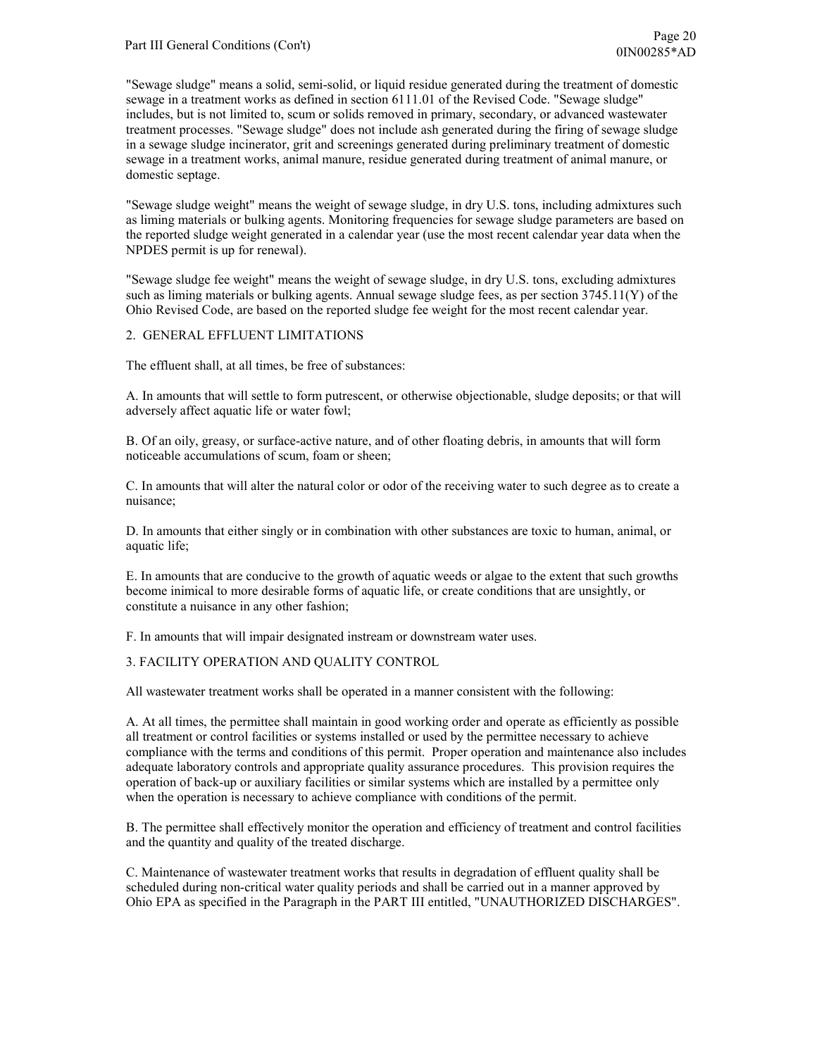"Sewage sludge" means a solid, semi-solid, or liquid residue generated during the treatment of domestic sewage in a treatment works as defined in section 6111.01 of the Revised Code. "Sewage sludge" includes, but is not limited to, scum or solids removed in primary, secondary, or advanced wastewater treatment processes. "Sewage sludge" does not include ash generated during the firing of sewage sludge in a sewage sludge incinerator, grit and screenings generated during preliminary treatment of domestic sewage in a treatment works, animal manure, residue generated during treatment of animal manure, or domestic septage.

"Sewage sludge weight" means the weight of sewage sludge, in dry U.S. tons, including admixtures such as liming materials or bulking agents. Monitoring frequencies for sewage sludge parameters are based on the reported sludge weight generated in a calendar year (use the most recent calendar year data when the NPDES permit is up for renewal).

"Sewage sludge fee weight" means the weight of sewage sludge, in dry U.S. tons, excluding admixtures such as liming materials or bulking agents. Annual sewage sludge fees, as per section 3745.11(Y) of the Ohio Revised Code, are based on the reported sludge fee weight for the most recent calendar year.

## 2. GENERAL EFFLUENT LIMITATIONS

The effluent shall, at all times, be free of substances:

A. In amounts that will settle to form putrescent, or otherwise objectionable, sludge deposits; or that will adversely affect aquatic life or water fowl;

B. Of an oily, greasy, or surface-active nature, and of other floating debris, in amounts that will form noticeable accumulations of scum, foam or sheen;

C. In amounts that will alter the natural color or odor of the receiving water to such degree as to create a nuisance;

D. In amounts that either singly or in combination with other substances are toxic to human, animal, or aquatic life;

E. In amounts that are conducive to the growth of aquatic weeds or algae to the extent that such growths become inimical to more desirable forms of aquatic life, or create conditions that are unsightly, or constitute a nuisance in any other fashion;

F. In amounts that will impair designated instream or downstream water uses.

## 3. FACILITY OPERATION AND QUALITY CONTROL

All wastewater treatment works shall be operated in a manner consistent with the following:

A. At all times, the permittee shall maintain in good working order and operate as efficiently as possible all treatment or control facilities or systems installed or used by the permittee necessary to achieve compliance with the terms and conditions of this permit. Proper operation and maintenance also includes adequate laboratory controls and appropriate quality assurance procedures. This provision requires the operation of back-up or auxiliary facilities or similar systems which are installed by a permittee only when the operation is necessary to achieve compliance with conditions of the permit.

B. The permittee shall effectively monitor the operation and efficiency of treatment and control facilities and the quantity and quality of the treated discharge.

C. Maintenance of wastewater treatment works that results in degradation of effluent quality shall be scheduled during non-critical water quality periods and shall be carried out in a manner approved by Ohio EPA as specified in the Paragraph in the PART III entitled, "UNAUTHORIZED DISCHARGES".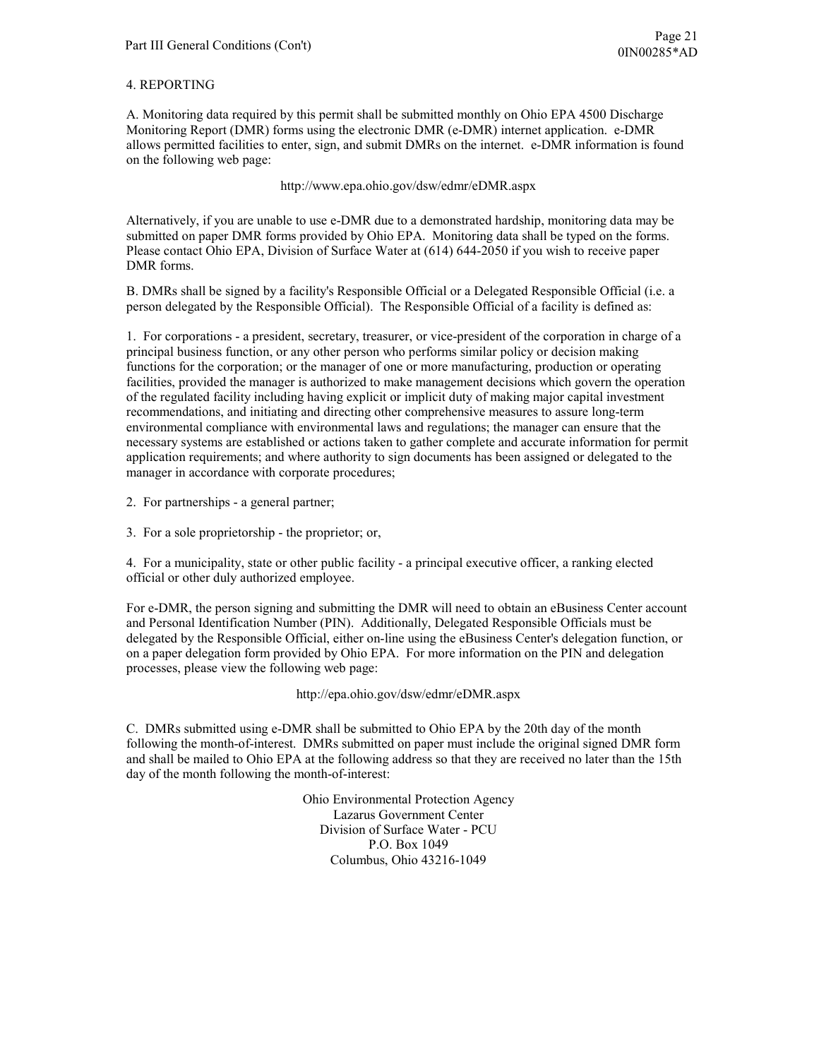### 4. REPORTING

A. Monitoring data required by this permit shall be submitted monthly on Ohio EPA 4500 Discharge Monitoring Report (DMR) forms using the electronic DMR (e-DMR) internet application. e-DMR allows permitted facilities to enter, sign, and submit DMRs on the internet. e-DMR information is found on the following web page:

http://www.epa.ohio.gov/dsw/edmr/eDMR.aspx

Alternatively, if you are unable to use e-DMR due to a demonstrated hardship, monitoring data may be submitted on paper DMR forms provided by Ohio EPA. Monitoring data shall be typed on the forms. Please contact Ohio EPA, Division of Surface Water at (614) 644-2050 if you wish to receive paper DMR forms.

B. DMRs shall be signed by a facility's Responsible Official or a Delegated Responsible Official (i.e. a person delegated by the Responsible Official). The Responsible Official of a facility is defined as:

1. For corporations - a president, secretary, treasurer, or vice-president of the corporation in charge of a principal business function, or any other person who performs similar policy or decision making functions for the corporation; or the manager of one or more manufacturing, production or operating facilities, provided the manager is authorized to make management decisions which govern the operation of the regulated facility including having explicit or implicit duty of making major capital investment recommendations, and initiating and directing other comprehensive measures to assure long-term environmental compliance with environmental laws and regulations; the manager can ensure that the necessary systems are established or actions taken to gather complete and accurate information for permit application requirements; and where authority to sign documents has been assigned or delegated to the manager in accordance with corporate procedures;

2. For partnerships - a general partner;

3. For a sole proprietorship - the proprietor; or,

4. For a municipality, state or other public facility - a principal executive officer, a ranking elected official or other duly authorized employee.

For e-DMR, the person signing and submitting the DMR will need to obtain an eBusiness Center account and Personal Identification Number (PIN). Additionally, Delegated Responsible Officials must be delegated by the Responsible Official, either on-line using the eBusiness Center's delegation function, or on a paper delegation form provided by Ohio EPA. For more information on the PIN and delegation processes, please view the following web page:

http://epa.ohio.gov/dsw/edmr/eDMR.aspx

C. DMRs submitted using e-DMR shall be submitted to Ohio EPA by the 20th day of the month following the month-of-interest. DMRs submitted on paper must include the original signed DMR form and shall be mailed to Ohio EPA at the following address so that they are received no later than the 15th day of the month following the month-of-interest:

Ohio Environmental Protection Agency
Lazarus Government Center
Division of Surface Water - PCU
P.O. Box 1049
Columbus, Ohio 43216-1049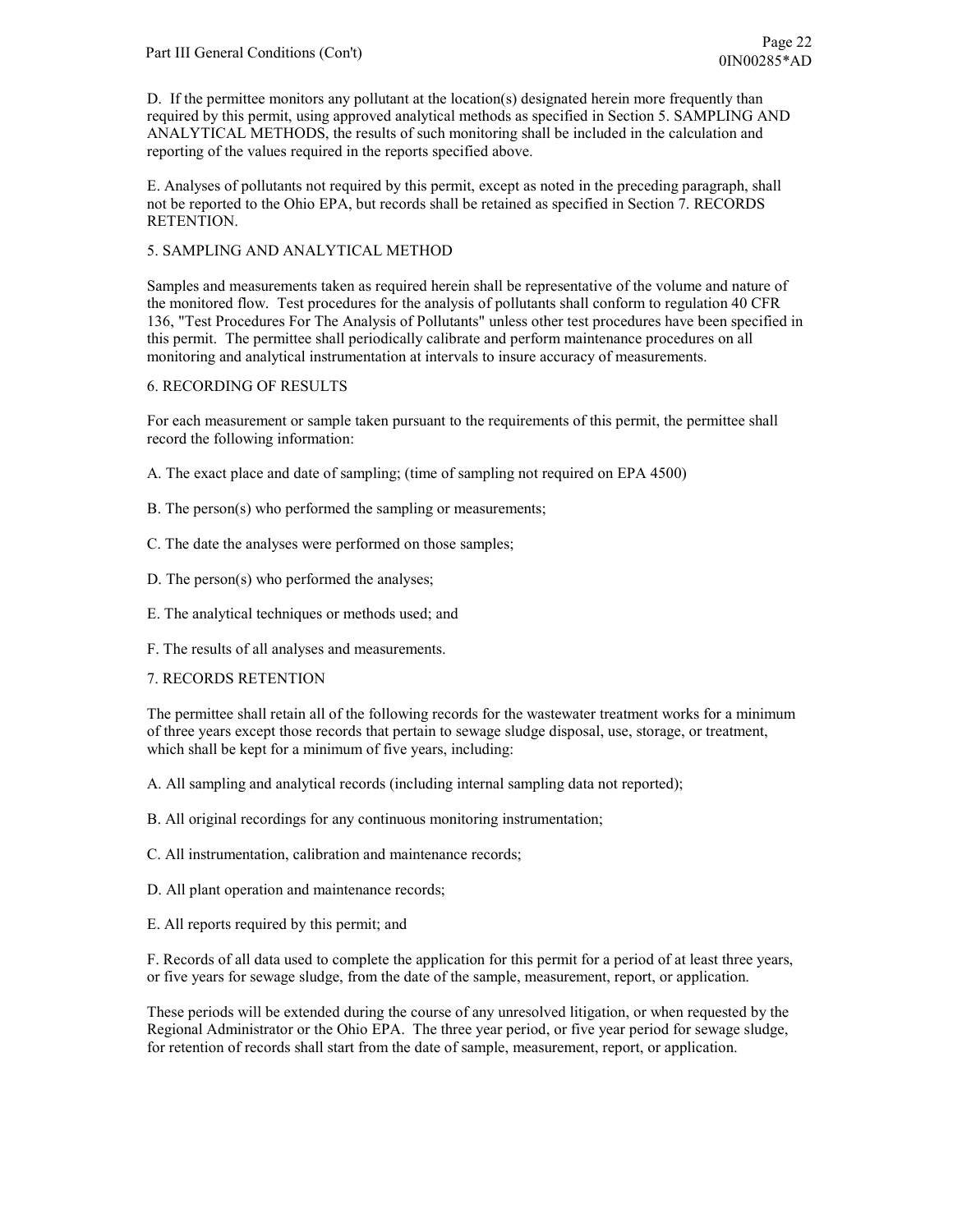D. If the permittee monitors any pollutant at the location(s) designated herein more frequently than required by this permit, using approved analytical methods as specified in Section 5. SAMPLING AND ANALYTICAL METHODS, the results of such monitoring shall be included in the calculation and reporting of the values required in the reports specified above.

E. Analyses of pollutants not required by this permit, except as noted in the preceding paragraph, shall not be reported to the Ohio EPA, but records shall be retained as specified in Section 7. RECORDS RETENTION.

## 5. SAMPLING AND ANALYTICAL METHOD

Samples and measurements taken as required herein shall be representative of the volume and nature of the monitored flow. Test procedures for the analysis of pollutants shall conform to regulation 40 CFR 136, "Test Procedures For The Analysis of Pollutants" unless other test procedures have been specified in this permit. The permittee shall periodically calibrate and perform maintenance procedures on all monitoring and analytical instrumentation at intervals to insure accuracy of measurements.

## 6. RECORDING OF RESULTS

For each measurement or sample taken pursuant to the requirements of this permit, the permittee shall record the following information:

A. The exact place and date of sampling; (time of sampling not required on EPA 4500)

B. The person(s) who performed the sampling or measurements;

C. The date the analyses were performed on those samples;

D. The person(s) who performed the analyses;

E. The analytical techniques or methods used; and

F. The results of all analyses and measurements.

## 7. RECORDS RETENTION

The permittee shall retain all of the following records for the wastewater treatment works for a minimum of three years except those records that pertain to sewage sludge disposal, use, storage, or treatment, which shall be kept for a minimum of five years, including:

A. All sampling and analytical records (including internal sampling data not reported);

B. All original recordings for any continuous monitoring instrumentation;

C. All instrumentation, calibration and maintenance records;

D. All plant operation and maintenance records;

E. All reports required by this permit; and

F. Records of all data used to complete the application for this permit for a period of at least three years, or five years for sewage sludge, from the date of the sample, measurement, report, or application.

These periods will be extended during the course of any unresolved litigation, or when requested by the Regional Administrator or the Ohio EPA. The three year period, or five year period for sewage sludge, for retention of records shall start from the date of sample, measurement, report, or application.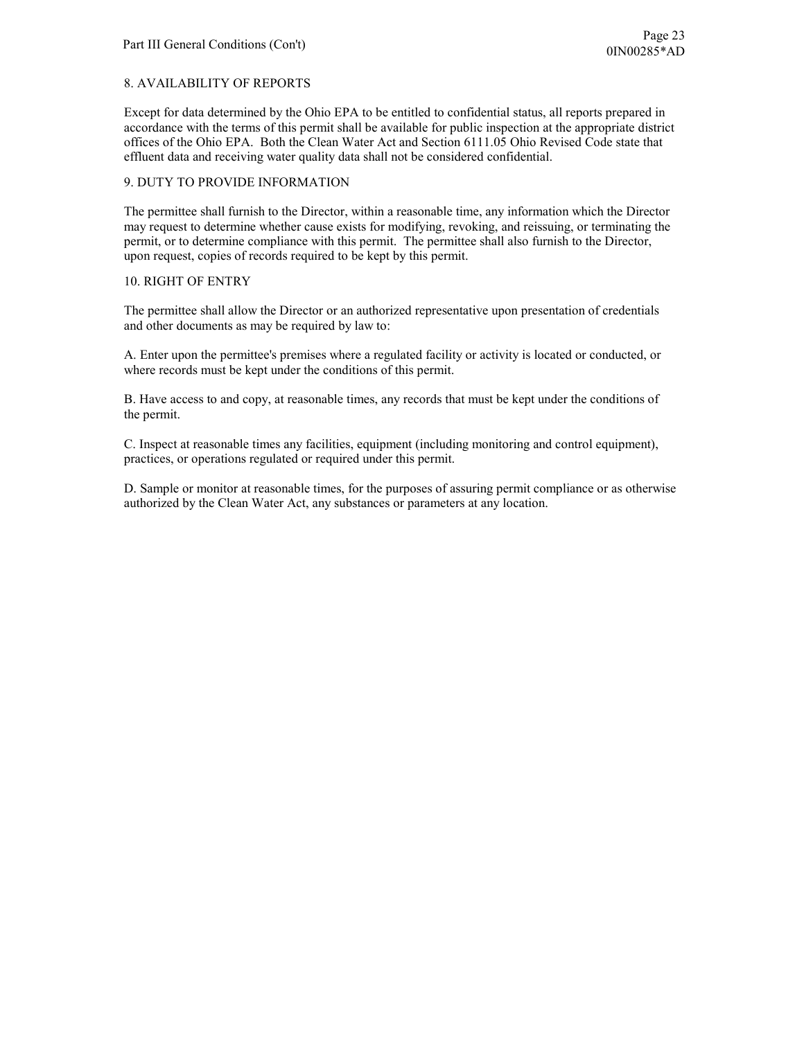## 8. AVAILABILITY OF REPORTS

Except for data determined by the Ohio EPA to be entitled to confidential status, all reports prepared in accordance with the terms of this permit shall be available for public inspection at the appropriate district offices of the Ohio EPA. Both the Clean Water Act and Section 6111.05 Ohio Revised Code state that effluent data and receiving water quality data shall not be considered confidential.

## 9. DUTY TO PROVIDE INFORMATION

The permittee shall furnish to the Director, within a reasonable time, any information which the Director may request to determine whether cause exists for modifying, revoking, and reissuing, or terminating the permit, or to determine compliance with this permit. The permittee shall also furnish to the Director, upon request, copies of records required to be kept by this permit.

## 10. RIGHT OF ENTRY

The permittee shall allow the Director or an authorized representative upon presentation of credentials and other documents as may be required by law to:

A. Enter upon the permittee's premises where a regulated facility or activity is located or conducted, or where records must be kept under the conditions of this permit.

B. Have access to and copy, at reasonable times, any records that must be kept under the conditions of the permit.

C. Inspect at reasonable times any facilities, equipment (including monitoring and control equipment), practices, or operations regulated or required under this permit.

D. Sample or monitor at reasonable times, for the purposes of assuring permit compliance or as otherwise authorized by the Clean Water Act, any substances or parameters at any location.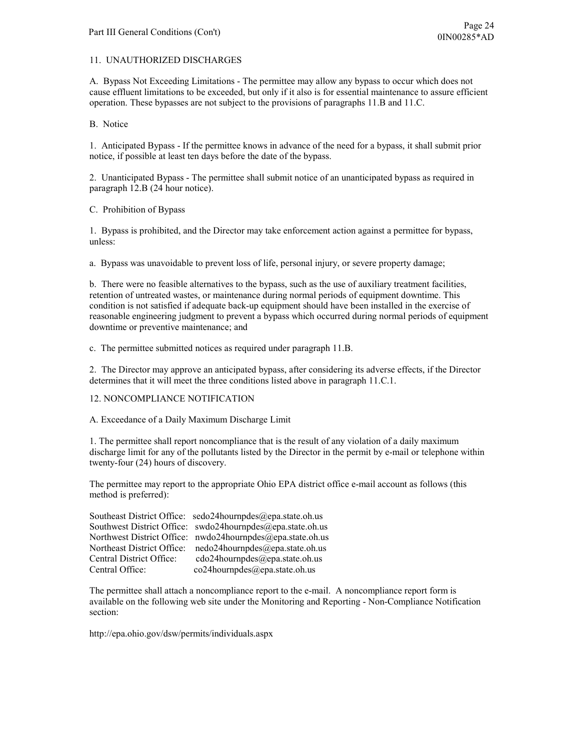## 11. UNAUTHORIZED DISCHARGES

A. Bypass Not Exceeding Limitations - The permittee may allow any bypass to occur which does not cause effluent limitations to be exceeded, but only if it also is for essential maintenance to assure efficient operation. These bypasses are not subject to the provisions of paragraphs 11.B and 11.C.

B. Notice

1. Anticipated Bypass - If the permittee knows in advance of the need for a bypass, it shall submit prior notice, if possible at least ten days before the date of the bypass.

2. Unanticipated Bypass - The permittee shall submit notice of an unanticipated bypass as required in paragraph 12.B (24 hour notice).

C. Prohibition of Bypass

1. Bypass is prohibited, and the Director may take enforcement action against a permittee for bypass, unless:

a. Bypass was unavoidable to prevent loss of life, personal injury, or severe property damage;

b. There were no feasible alternatives to the bypass, such as the use of auxiliary treatment facilities, retention of untreated wastes, or maintenance during normal periods of equipment downtime. This condition is not satisfied if adequate back-up equipment should have been installed in the exercise of reasonable engineering judgment to prevent a bypass which occurred during normal periods of equipment downtime or preventive maintenance; and

c. The permittee submitted notices as required under paragraph 11.B.

2. The Director may approve an anticipated bypass, after considering its adverse effects, if the Director determines that it will meet the three conditions listed above in paragraph 11.C.1.

## 12. NONCOMPLIANCE NOTIFICATION

A. Exceedance of a Daily Maximum Discharge Limit

1. The permittee shall report noncompliance that is the result of any violation of a daily maximum discharge limit for any of the pollutants listed by the Director in the permit by e-mail or telephone within twenty-four (24) hours of discovery.

The permittee may report to the appropriate Ohio EPA district office e-mail account as follows (this method is preferred):

Southeast District Office: sedo24hournpdes@epa.state.oh.us
Southwest District Office: swdo24hournpdes@epa.state.oh.us
Northwest District Office: nwdo24hournpdes@epa.state.oh.us
Northeast District Office: nedo24hournpdes@epa.state.oh.us
Central District Office: cdo24hournpdes@epa.state.oh.us
Central Office: co24hournpdes@epa.state.oh.us

The permittee shall attach a noncompliance report to the e-mail. A noncompliance report form is available on the following web site under the Monitoring and Reporting - Non-Compliance Notification section:

http://epa.ohio.gov/dsw/permits/individuals.aspx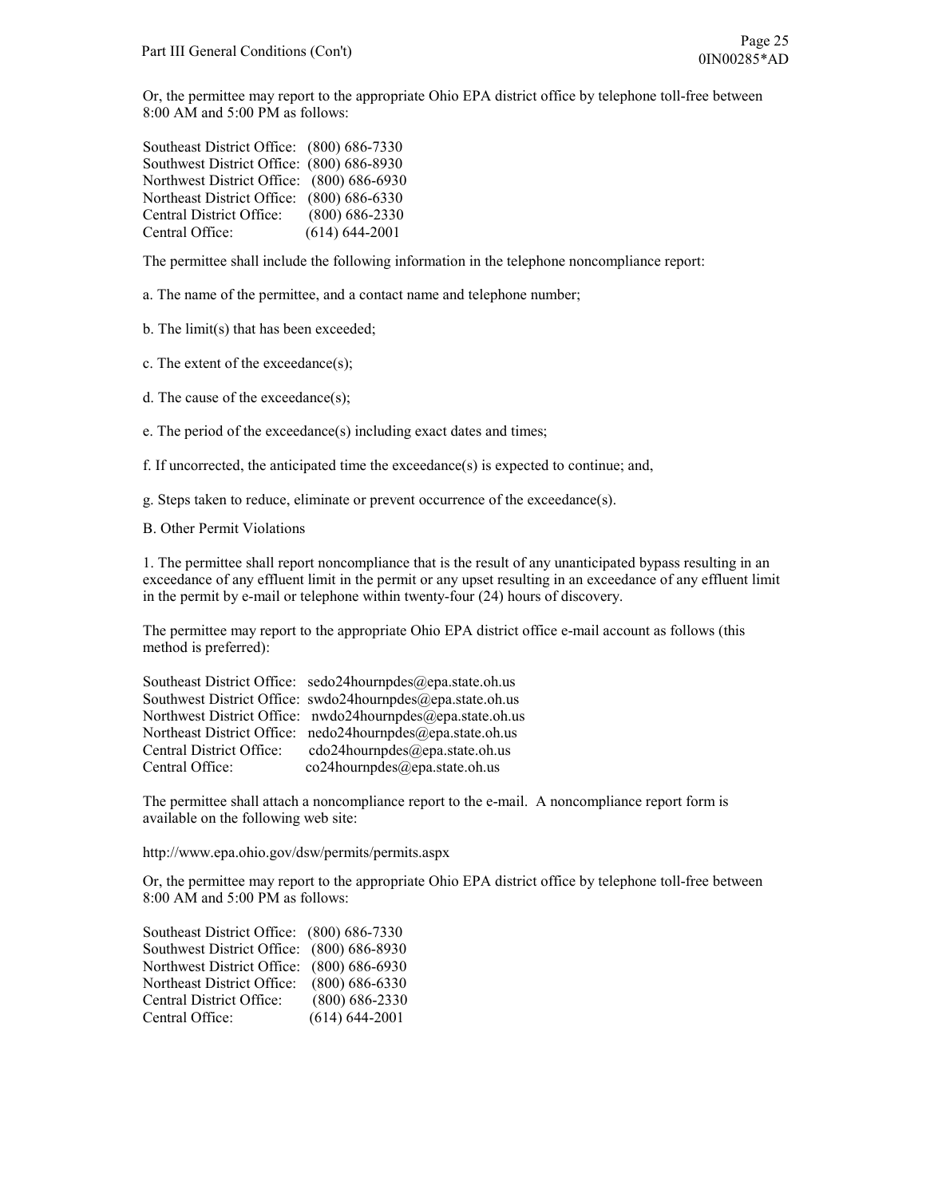Or, the permittee may report to the appropriate Ohio EPA district office by telephone toll-free between 8:00 AM and 5:00 PM as follows:

| | |
|---|---|
| Southeast District Office: | (800) 686-7330 |
| Southwest District Office: | (800) 686-8930 |
| Northwest District Office: | (800) 686-6930 |
| Northeast District Office: | (800) 686-6330 |
| Central District Office: | (800) 686-2330 |
| Central Office: | (614) 644-2001 |

The permittee shall include the following information in the telephone noncompliance report:

a. The name of the permittee, and a contact name and telephone number;

b. The limit(s) that has been exceeded;

c. The extent of the exceedance(s);

d. The cause of the exceedance(s);

e. The period of the exceedance(s) including exact dates and times;

f. If uncorrected, the anticipated time the exceedance(s) is expected to continue; and,

g. Steps taken to reduce, eliminate or prevent occurrence of the exceedance(s).

B. Other Permit Violations

1. The permittee shall report noncompliance that is the result of any unanticipated bypass resulting in an exceedance of any effluent limit in the permit or any upset resulting in an exceedance of any effluent limit in the permit by e-mail or telephone within twenty-four (24) hours of discovery.

The permittee may report to the appropriate Ohio EPA district office e-mail account as follows (this method is preferred):

| | |
|---|---|
| Southeast District Office: | sedo24hournpdes@epa.state.oh.us |
| Southwest District Office: | swdo24hournpdes@epa.state.oh.us |
| Northwest District Office: | nwdo24hournpdes@epa.state.oh.us |
| Northeast District Office: | nedo24hournpdes@epa.state.oh.us |
| Central District Office: | cdo24hournpdes@epa.state.oh.us |
| Central Office: | co24hournpdes@epa.state.oh.us |

The permittee shall attach a noncompliance report to the e-mail. A noncompliance report form is available on the following web site:

http://www.epa.ohio.gov/dsw/permits/permits.aspx

Or, the permittee may report to the appropriate Ohio EPA district office by telephone toll-free between 8:00 AM and 5:00 PM as follows:

| | |
|---|---|
| Southeast District Office: | (800) 686-7330 |
| Southwest District Office: | (800) 686-8930 |
| Northwest District Office: | (800) 686-6930 |
| Northeast District Office: | (800) 686-6330 |
| Central District Office: | (800) 686-2330 |
| Central Office: | (614) 644-2001 |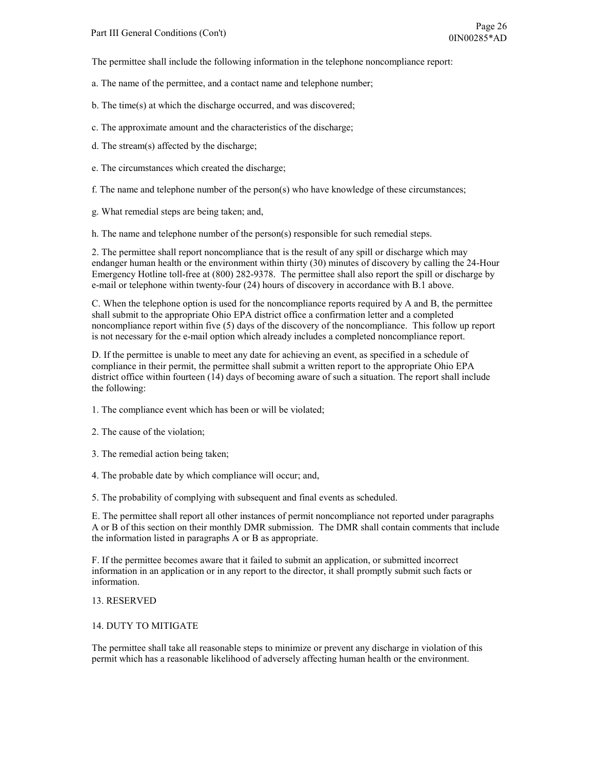The permittee shall include the following information in the telephone noncompliance report:

a. The name of the permittee, and a contact name and telephone number;

b. The time(s) at which the discharge occurred, and was discovered;

c. The approximate amount and the characteristics of the discharge;

d. The stream(s) affected by the discharge;

e. The circumstances which created the discharge;

f. The name and telephone number of the person(s) who have knowledge of these circumstances;

g. What remedial steps are being taken; and,

h. The name and telephone number of the person(s) responsible for such remedial steps.

2. The permittee shall report noncompliance that is the result of any spill or discharge which may endanger human health or the environment within thirty (30) minutes of discovery by calling the 24-Hour Emergency Hotline toll-free at (800) 282-9378. The permittee shall also report the spill or discharge by e-mail or telephone within twenty-four (24) hours of discovery in accordance with B.1 above.

C. When the telephone option is used for the noncompliance reports required by A and B, the permittee shall submit to the appropriate Ohio EPA district office a confirmation letter and a completed noncompliance report within five (5) days of the discovery of the noncompliance. This follow up report is not necessary for the e-mail option which already includes a completed noncompliance report.

D. If the permittee is unable to meet any date for achieving an event, as specified in a schedule of compliance in their permit, the permittee shall submit a written report to the appropriate Ohio EPA district office within fourteen (14) days of becoming aware of such a situation. The report shall include the following:

1. The compliance event which has been or will be violated;

2. The cause of the violation;

3. The remedial action being taken;

4. The probable date by which compliance will occur; and,

5. The probability of complying with subsequent and final events as scheduled.

E. The permittee shall report all other instances of permit noncompliance not reported under paragraphs A or B of this section on their monthly DMR submission. The DMR shall contain comments that include the information listed in paragraphs A or B as appropriate.

F. If the permittee becomes aware that it failed to submit an application, or submitted incorrect information in an application or in any report to the director, it shall promptly submit such facts or information.

13. RESERVED

14. DUTY TO MITIGATE

The permittee shall take all reasonable steps to minimize or prevent any discharge in violation of this permit which has a reasonable likelihood of adversely affecting human health or the environment.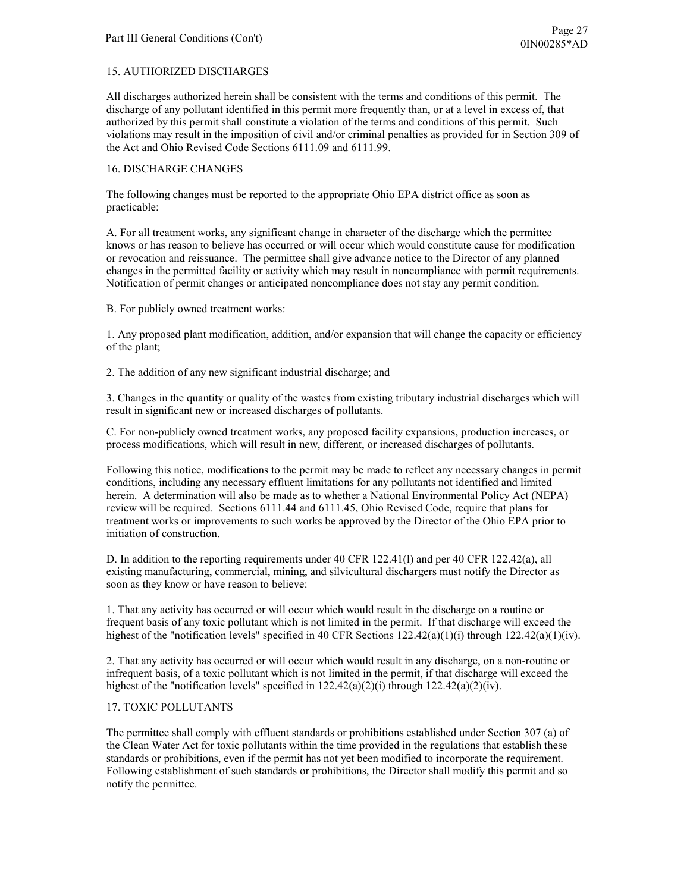## 15. AUTHORIZED DISCHARGES

All discharges authorized herein shall be consistent with the terms and conditions of this permit. The discharge of any pollutant identified in this permit more frequently than, or at a level in excess of, that authorized by this permit shall constitute a violation of the terms and conditions of this permit. Such violations may result in the imposition of civil and/or criminal penalties as provided for in Section 309 of the Act and Ohio Revised Code Sections 6111.09 and 6111.99.

## 16. DISCHARGE CHANGES

The following changes must be reported to the appropriate Ohio EPA district office as soon as practicable:

A. For all treatment works, any significant change in character of the discharge which the permittee knows or has reason to believe has occurred or will occur which would constitute cause for modification or revocation and reissuance. The permittee shall give advance notice to the Director of any planned changes in the permitted facility or activity which may result in noncompliance with permit requirements. Notification of permit changes or anticipated noncompliance does not stay any permit condition.

B. For publicly owned treatment works:

1. Any proposed plant modification, addition, and/or expansion that will change the capacity or efficiency of the plant;

2. The addition of any new significant industrial discharge; and

3. Changes in the quantity or quality of the wastes from existing tributary industrial discharges which will result in significant new or increased discharges of pollutants.

C. For non-publicly owned treatment works, any proposed facility expansions, production increases, or process modifications, which will result in new, different, or increased discharges of pollutants.

Following this notice, modifications to the permit may be made to reflect any necessary changes in permit conditions, including any necessary effluent limitations for any pollutants not identified and limited herein. A determination will also be made as to whether a National Environmental Policy Act (NEPA) review will be required. Sections 6111.44 and 6111.45, Ohio Revised Code, require that plans for treatment works or improvements to such works be approved by the Director of the Ohio EPA prior to initiation of construction.

D. In addition to the reporting requirements under 40 CFR 122.41(l) and per 40 CFR 122.42(a), all existing manufacturing, commercial, mining, and silvicultural dischargers must notify the Director as soon as they know or have reason to believe:

1. That any activity has occurred or will occur which would result in the discharge on a routine or frequent basis of any toxic pollutant which is not limited in the permit. If that discharge will exceed the highest of the "notification levels" specified in 40 CFR Sections 122.42(a)(1)(i) through 122.42(a)(1)(iv).

2. That any activity has occurred or will occur which would result in any discharge, on a non-routine or infrequent basis, of a toxic pollutant which is not limited in the permit, if that discharge will exceed the highest of the "notification levels" specified in 122.42(a)(2)(i) through 122.42(a)(2)(iv).

## 17. TOXIC POLLUTANTS

The permittee shall comply with effluent standards or prohibitions established under Section 307 (a) of the Clean Water Act for toxic pollutants within the time provided in the regulations that establish these standards or prohibitions, even if the permit has not yet been modified to incorporate the requirement. Following establishment of such standards or prohibitions, the Director shall modify this permit and so notify the permittee.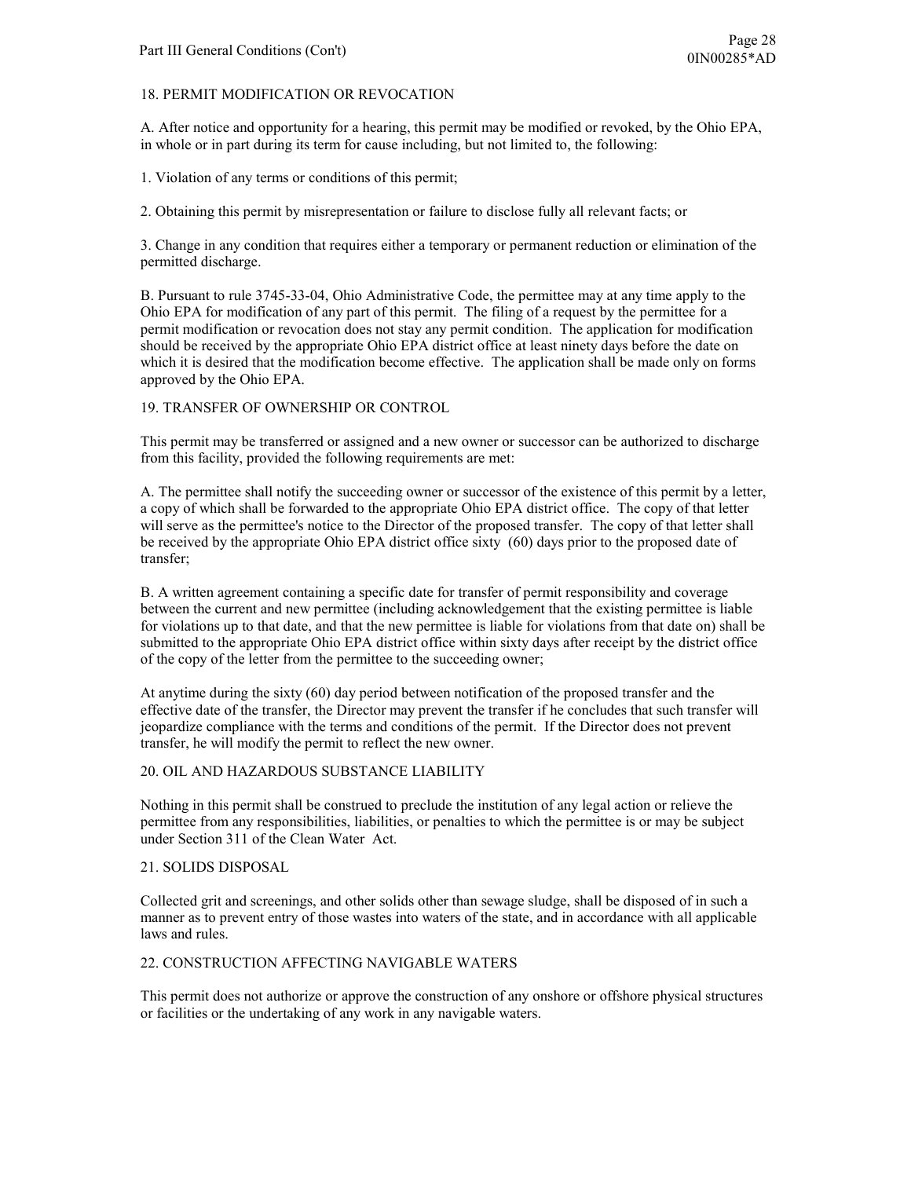## 18. PERMIT MODIFICATION OR REVOCATION

A. After notice and opportunity for a hearing, this permit may be modified or revoked, by the Ohio EPA, in whole or in part during its term for cause including, but not limited to, the following:

1. Violation of any terms or conditions of this permit;

2. Obtaining this permit by misrepresentation or failure to disclose fully all relevant facts; or

3. Change in any condition that requires either a temporary or permanent reduction or elimination of the permitted discharge.

B. Pursuant to rule 3745-33-04, Ohio Administrative Code, the permittee may at any time apply to the Ohio EPA for modification of any part of this permit. The filing of a request by the permittee for a permit modification or revocation does not stay any permit condition. The application for modification should be received by the appropriate Ohio EPA district office at least ninety days before the date on which it is desired that the modification become effective. The application shall be made only on forms approved by the Ohio EPA.

## 19. TRANSFER OF OWNERSHIP OR CONTROL

This permit may be transferred or assigned and a new owner or successor can be authorized to discharge from this facility, provided the following requirements are met:

A. The permittee shall notify the succeeding owner or successor of the existence of this permit by a letter, a copy of which shall be forwarded to the appropriate Ohio EPA district office. The copy of that letter will serve as the permittee's notice to the Director of the proposed transfer. The copy of that letter shall be received by the appropriate Ohio EPA district office sixty (60) days prior to the proposed date of transfer;

B. A written agreement containing a specific date for transfer of permit responsibility and coverage between the current and new permittee (including acknowledgement that the existing permittee is liable for violations up to that date, and that the new permittee is liable for violations from that date on) shall be submitted to the appropriate Ohio EPA district office within sixty days after receipt by the district office of the copy of the letter from the permittee to the succeeding owner;

At anytime during the sixty (60) day period between notification of the proposed transfer and the effective date of the transfer, the Director may prevent the transfer if he concludes that such transfer will jeopardize compliance with the terms and conditions of the permit. If the Director does not prevent transfer, he will modify the permit to reflect the new owner.

## 20. OIL AND HAZARDOUS SUBSTANCE LIABILITY

Nothing in this permit shall be construed to preclude the institution of any legal action or relieve the permittee from any responsibilities, liabilities, or penalties to which the permittee is or may be subject under Section 311 of the Clean Water Act.

## 21. SOLIDS DISPOSAL

Collected grit and screenings, and other solids other than sewage sludge, shall be disposed of in such a manner as to prevent entry of those wastes into waters of the state, and in accordance with all applicable laws and rules.

## 22. CONSTRUCTION AFFECTING NAVIGABLE WATERS

This permit does not authorize or approve the construction of any onshore or offshore physical structures or facilities or the undertaking of any work in any navigable waters.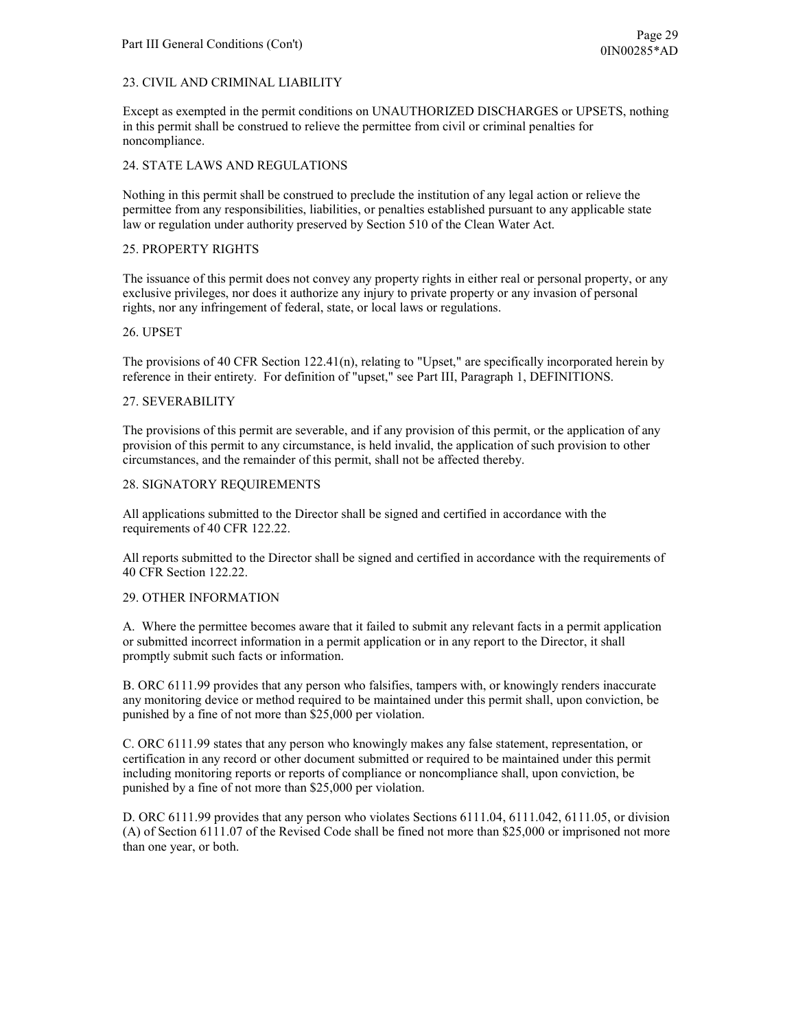## 23. CIVIL AND CRIMINAL LIABILITY

Except as exempted in the permit conditions on UNAUTHORIZED DISCHARGES or UPSETS, nothing in this permit shall be construed to relieve the permittee from civil or criminal penalties for noncompliance.

## 24. STATE LAWS AND REGULATIONS

Nothing in this permit shall be construed to preclude the institution of any legal action or relieve the permittee from any responsibilities, liabilities, or penalties established pursuant to any applicable state law or regulation under authority preserved by Section 510 of the Clean Water Act.

## 25. PROPERTY RIGHTS

The issuance of this permit does not convey any property rights in either real or personal property, or any exclusive privileges, nor does it authorize any injury to private property or any invasion of personal rights, nor any infringement of federal, state, or local laws or regulations.

## 26. UPSET

The provisions of 40 CFR Section 122.41(n), relating to "Upset," are specifically incorporated herein by reference in their entirety. For definition of "upset," see Part III, Paragraph 1, DEFINITIONS.

## 27. SEVERABILITY

The provisions of this permit are severable, and if any provision of this permit, or the application of any provision of this permit to any circumstance, is held invalid, the application of such provision to other circumstances, and the remainder of this permit, shall not be affected thereby.

## 28. SIGNATORY REQUIREMENTS

All applications submitted to the Director shall be signed and certified in accordance with the requirements of 40 CFR 122.22.

All reports submitted to the Director shall be signed and certified in accordance with the requirements of 40 CFR Section 122.22.

## 29. OTHER INFORMATION

A. Where the permittee becomes aware that it failed to submit any relevant facts in a permit application or submitted incorrect information in a permit application or in any report to the Director, it shall promptly submit such facts or information.

B. ORC 6111.99 provides that any person who falsifies, tampers with, or knowingly renders inaccurate any monitoring device or method required to be maintained under this permit shall, upon conviction, be punished by a fine of not more than $25,000 per violation.

C. ORC 6111.99 states that any person who knowingly makes any false statement, representation, or certification in any record or other document submitted or required to be maintained under this permit including monitoring reports or reports of compliance or noncompliance shall, upon conviction, be punished by a fine of not more than $25,000 per violation.

D. ORC 6111.99 provides that any person who violates Sections 6111.04, 6111.042, 6111.05, or division (A) of Section 6111.07 of the Revised Code shall be fined not more than $25,000 or imprisoned not more than one year, or both.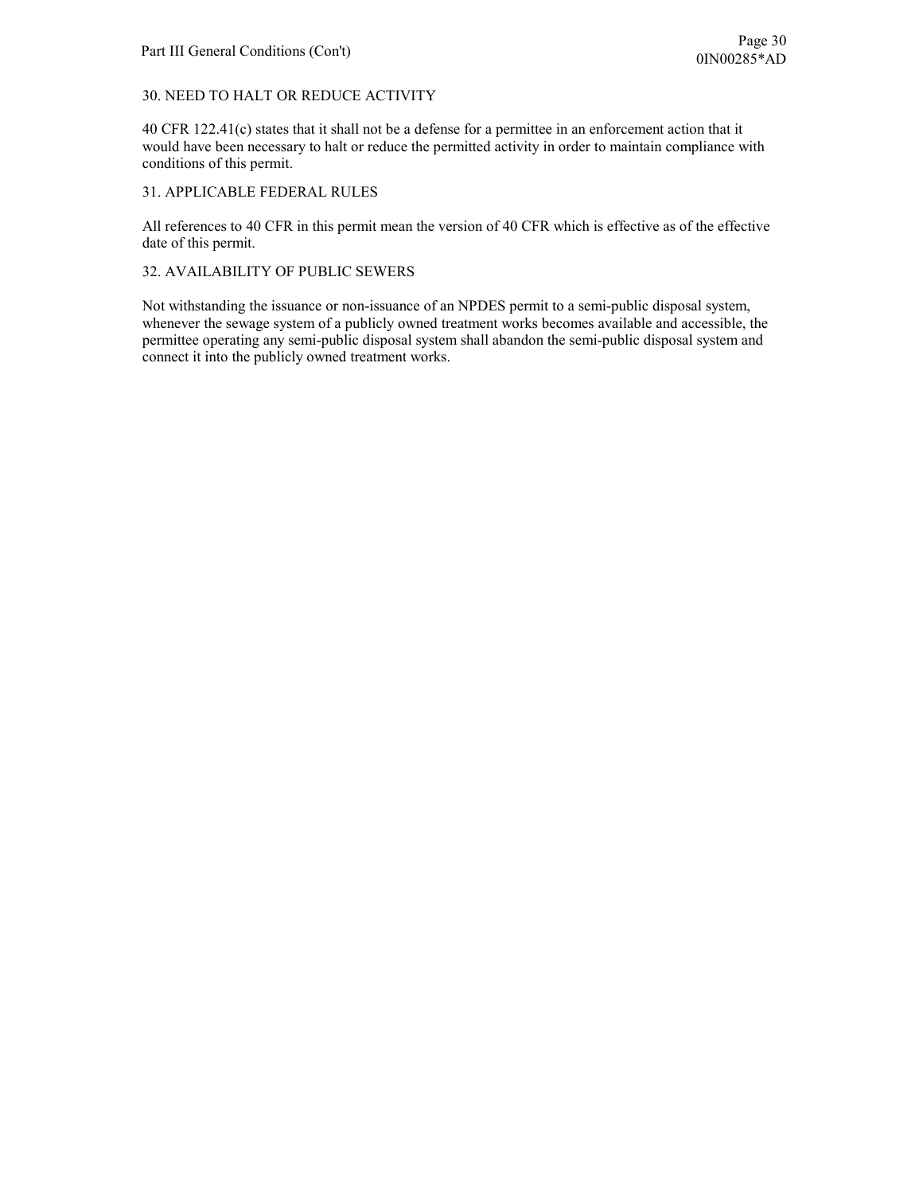### 30. NEED TO HALT OR REDUCE ACTIVITY

40 CFR 122.41(c) states that it shall not be a defense for a permittee in an enforcement action that it would have been necessary to halt or reduce the permitted activity in order to maintain compliance with conditions of this permit.

### 31. APPLICABLE FEDERAL RULES

All references to 40 CFR in this permit mean the version of 40 CFR which is effective as of the effective date of this permit.

### 32. AVAILABILITY OF PUBLIC SEWERS

Not withstanding the issuance or non-issuance of an NPDES permit to a semi-public disposal system, whenever the sewage system of a publicly owned treatment works becomes available and accessible, the permittee operating any semi-public disposal system shall abandon the semi-public disposal system and connect it into the publicly owned treatment works.